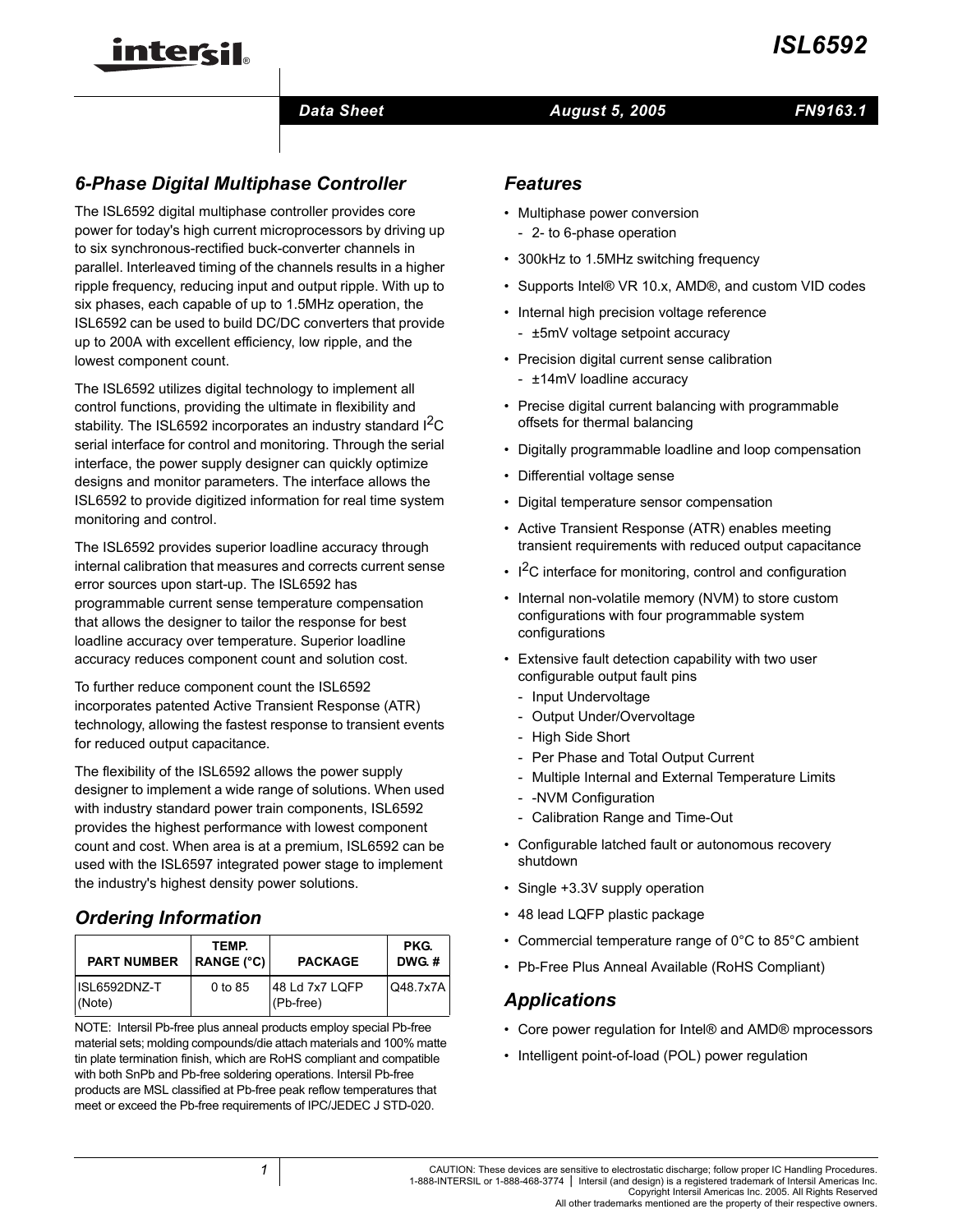# ISL6592

Data Sheet | August 5, 2005 | FN9163.1

## 6-Phase Digital Multiphase Controller

The ISL6592 digital multiphase controller provides core power for today's high current microprocessors by driving up to six synchronous-rectified buck-converter channels in parallel. Interleaved timing of the channels results in a higher ripple frequency, reducing input and output ripple. With up to six phases, each capable of up to 1.5MHz operation, the ISL6592 can be used to build DC/DC converters that provide up to 200A with excellent efficiency, low ripple, and the lowest component count.

The ISL6592 utilizes digital technology to implement all control functions, providing the ultimate in flexibility and stability. The ISL6592 incorporates an industry standard $I^2C$ serial interface for control and monitoring. Through the serial interface, the power supply designer can quickly optimize designs and monitor parameters. The interface allows the ISL6592 to provide digitized information for real time system monitoring and control.

The ISL6592 provides superior loadline accuracy through internal calibration that measures and corrects current sense error sources upon start-up. The ISL6592 has programmable current sense temperature compensation that allows the designer to tailor the response for best loadline accuracy over temperature. Superior loadline accuracy reduces component count and solution cost.

To further reduce component count the ISL6592 incorporates patented Active Transient Response (ATR) technology, allowing the fastest response to transient events for reduced output capacitance.

The flexibility of the ISL6592 allows the power supply designer to implement a wide range of solutions. When used with industry standard power train components, ISL6592 provides the highest performance with lowest component count and cost. When area is at a premium, ISL6592 can be used with the ISL6597 integrated power stage to implement the industry's highest density power solutions.

## Ordering Information

| PART NUMBER | TEMP. RANGE (°C) | PACKAGE | PKG. DWG. # |
|---|---|---|---|
| ISL6592DNZ-T (Note) | 0 to 85 | 48 Ld 7x7 LQFP (Pb-free) | Q48.7x7A |

NOTE: Intersil Pb-free plus anneal products employ special Pb-free material sets; molding compounds/die attach materials and 100% matte tin plate termination finish, which are RoHS compliant and compatible with both SnPb and Pb-free soldering operations. Intersil Pb-free products are MSL classified at Pb-free peak reflow temperatures that meet or exceed the Pb-free requirements of IPC/JEDEC J STD-020.

## Features

- Multiphase power conversion
  - 2- to 6-phase operation
- 300kHz to 1.5MHz switching frequency
- Supports Intel® VR 10.x, AMD®, and custom VID codes
- Internal high precision voltage reference
  - ±5mV voltage setpoint accuracy
- Precision digital current sense calibration
  - ±14mV loadline accuracy
- Precise digital current balancing with programmable offsets for thermal balancing
- Digitally programmable loadline and loop compensation
- Differential voltage sense
- Digital temperature sensor compensation
- Active Transient Response (ATR) enables meeting transient requirements with reduced output capacitance
- $I^2C$ interface for monitoring, control and configuration
- Internal non-volatile memory (NVM) to store custom configurations with four programmable system configurations
- Extensive fault detection capability with two user configurable output fault pins
  - Input Undervoltage
  - Output Under/Overvoltage
  - High Side Short
  - Per Phase and Total Output Current
  - Multiple Internal and External Temperature Limits
  - -NVM Configuration
  - Calibration Range and Time-Out
- Configurable latched fault or autonomous recovery shutdown
- Single +3.3V supply operation
- 48 lead LQFP plastic package
- Commercial temperature range of 0°C to 85°C ambient
- Pb-Free Plus Anneal Available (RoHS Compliant)

## Applications

- Core power regulation for Intel® and AMD® mprocessors
- Intelligent point-of-load (POL) power regulation

CAUTION: These devices are sensitive to electrostatic discharge; follow proper IC Handling Procedures.
1-888-INTERSIL or 1-888-468-3774 | Intersil (and design) is a registered trademark of Intersil Americas Inc.
Copyright Intersil Americas Inc. 2005. All Rights Reserved
All other trademarks mentioned are the property of their respective owners.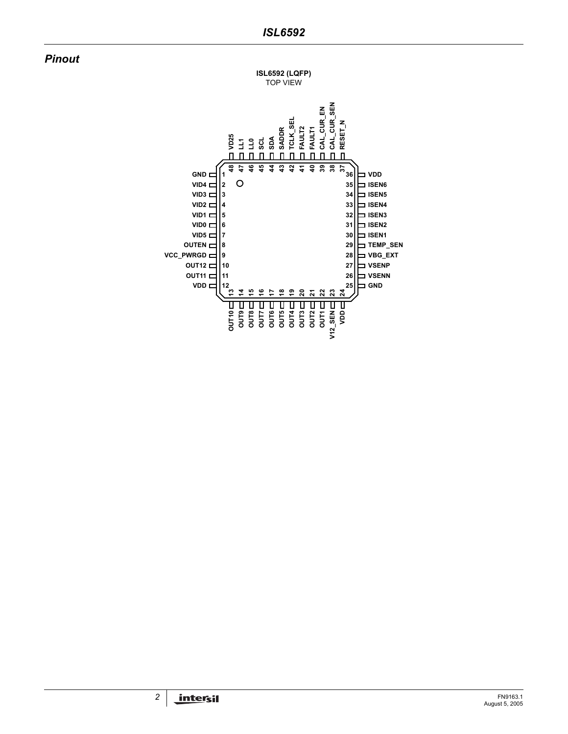## Pinout

**ISL6592 (LQFP)**
TOP VIEW

| Pin | Name | Pin | Name |
|---|---|---|---|
| 1 | GND | 25 | GND |
| 2 | VID4 | 26 | VSENN |
| 3 | VID3 | 27 | VSENP |
| 4 | VID2 | 28 | VBG_EXT |
| 5 | VID1 | 29 | TEMP_SEN |
| 6 | VID0 | 30 | ISEN1 |
| 7 | VID5 | 31 | ISEN2 |
| 8 | OUTEN | 32 | ISEN3 |
| 9 | VCC_PWRGD | 33 | ISEN4 |
| 10 | OUT12 | 34 | ISEN5 |
| 11 | OUT11 | 35 | ISEN6 |
| 12 | VDD | 36 | VDD |
| 13 | OUT10 | 37 | RESET_N |
| 14 | OUT9 | 38 | CAL_CUR_SEN |
| 15 | OUT8 | 39 | CAL_CUR_EN |
| 16 | OUT7 | 40 | FAULT1 |
| 17 | OUT6 | 41 | FAULT2 |
| 18 | OUT5 | 42 | TCLK_SEL |
| 19 | OUT4 | 43 | SADDR |
| 20 | OUT3 | 44 | SDA |
| 21 | OUT2 | 45 | SCL |
| 22 | OUT1 | 46 | LL0 |
| 23 | V12_SEN | 47 | LL1 |
| 24 | VDD | 48 | VD25 |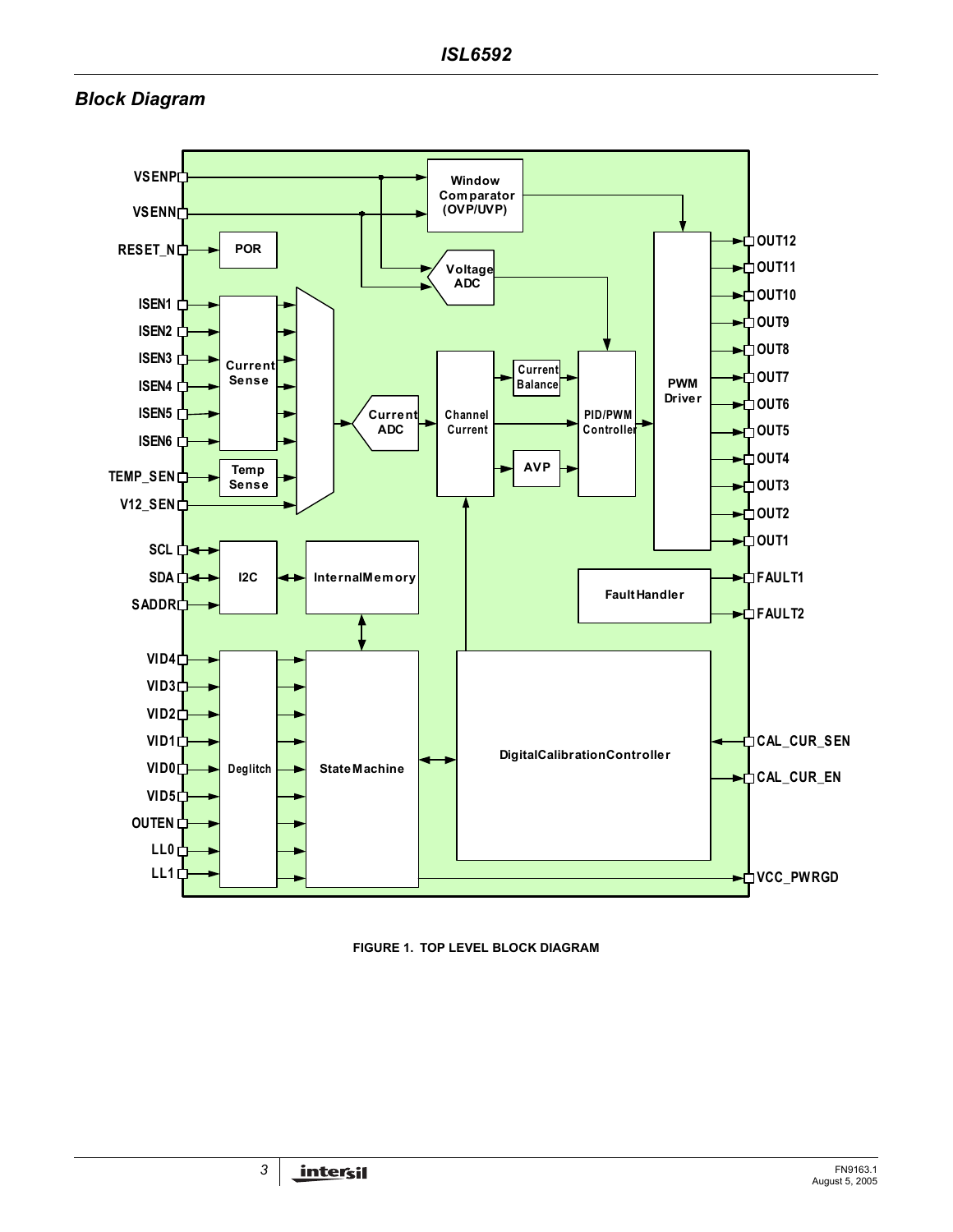## Block Diagram

VSENP
VSENN
RESET_N
ISEN1
ISEN2
ISEN3
ISEN4
ISEN5
ISEN6
TEMP_SEN
V12_SEN
SCL
SDA
SADDR
VID4
VID3
VID2
VID1
VID0
VID5
OUTEN
LL0
LL1

Window Comparator (OVP/UVP)

POR

Voltage ADC

Current Sense

Temp Sense

Current ADC

Channel Current

Current Balance

AVP

PID/PWM Controller

PWM Driver

I2C

InternalMemory

FaultHandler

Deglitch

StateMachine

DigitalCalibrationController

OUT12
OUT11
OUT10
OUT9
OUT8
OUT7
OUT6
OUT5
OUT4
OUT3
OUT2
OUT1
FAULT1
FAULT2
CAL_CUR_SEN
CAL_CUR_EN
VCC_PWRGD

FIGURE 1. TOP LEVEL BLOCK DIAGRAM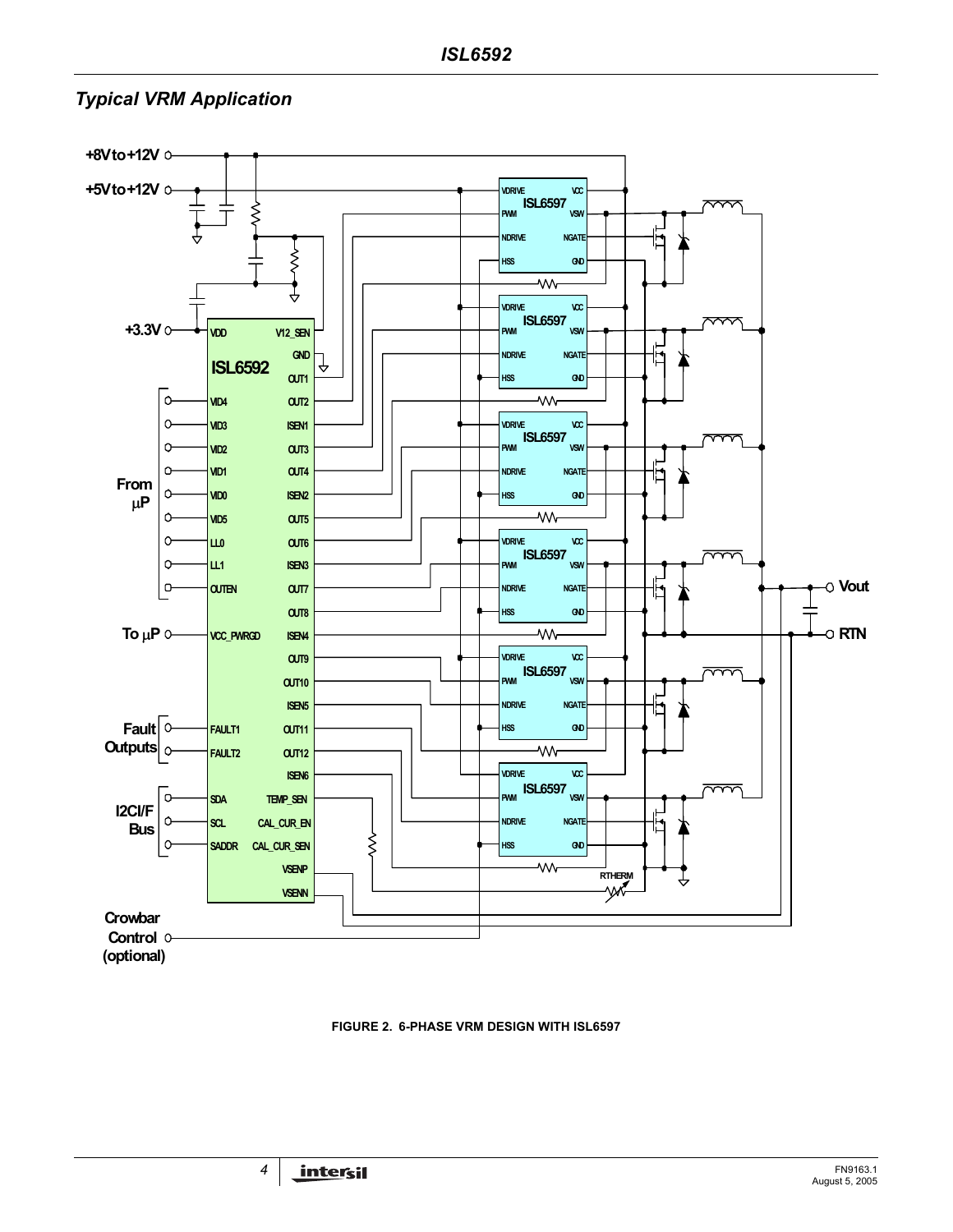## Typical VRM Application

FIGURE 2. 6-PHASE VRM DESIGN WITH ISL6597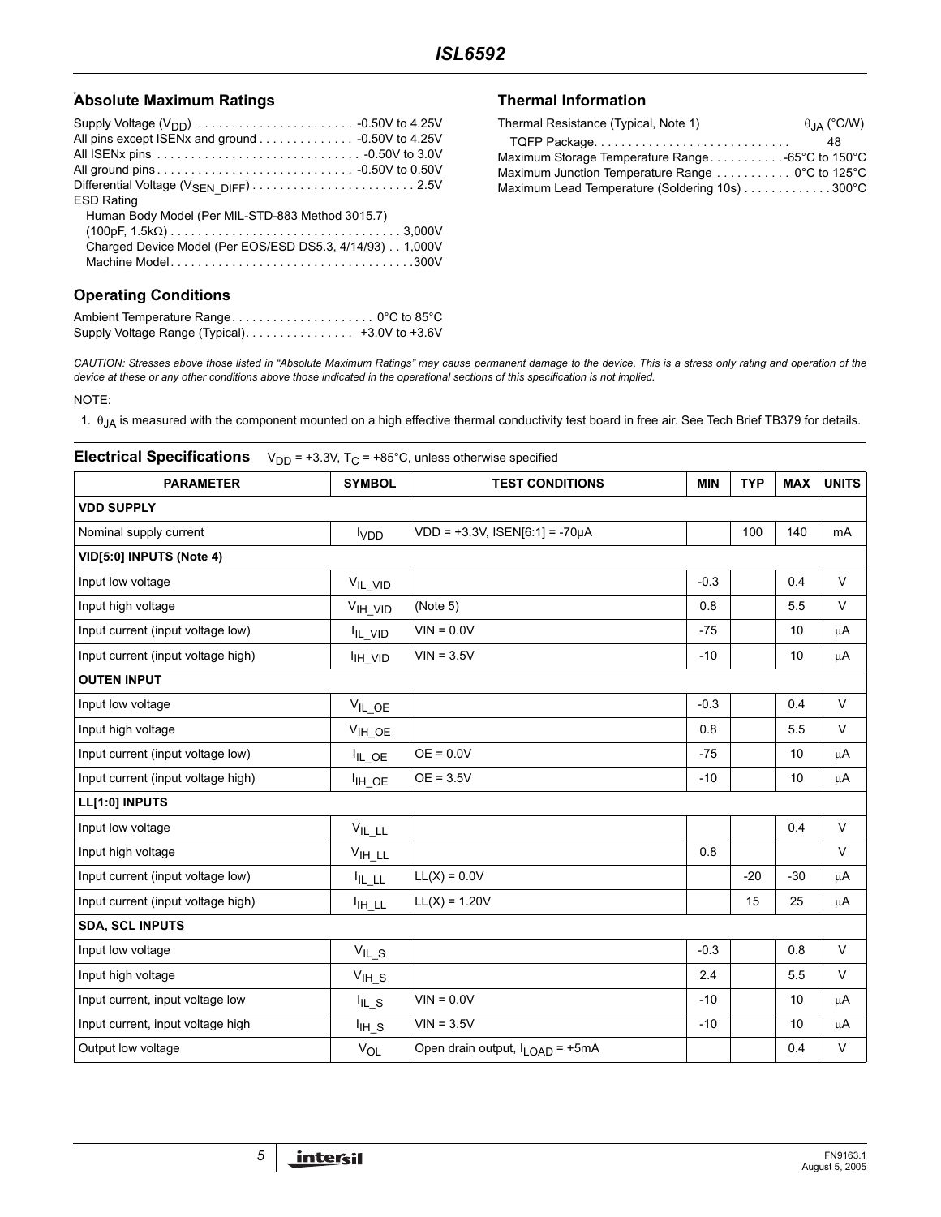## Absolute Maximum Ratings

Supply Voltage ($V_{DD}$) . . . . . . . . . . . . . . . . . . . . . . . -0.50V to 4.25V
All pins except ISENx and ground . . . . . . . . . . . . . . -0.50V to 4.25V
All ISENx pins . . . . . . . . . . . . . . . . . . . . . . . . . . . . . . -0.50V to 3.0V
All ground pins . . . . . . . . . . . . . . . . . . . . . . . . . . . . -0.50V to 0.50V
Differential Voltage ($V_{SEN\_DIFF}$) . . . . . . . . . . . . . . . . . . . . . . . . 2.5V
ESD Rating
Human Body Model (Per MIL-STD-883 Method 3015.7)
(100pF, 1.5kΩ) . . . . . . . . . . . . . . . . . . . . . . . . . . . . . . . . . . 3,000V
Charged Device Model (Per EOS/ESD DS5.3, 4/14/93) . . 1,000V
Machine Model . . . . . . . . . . . . . . . . . . . . . . . . . . . . . . . . . . . .300V

## Operating Conditions

Ambient Temperature Range . . . . . . . . . . . . . . . . . . . . . 0°C to 85°C
Supply Voltage Range (Typical) . . . . . . . . . . . . . . . . +3.0V to +3.6V

## Thermal Information

Thermal Resistance (Typical, Note 1) $\theta_{JA}$ (°C/W)
TQFP Package. . . . . . . . . . . . . . . . . . . . . . . . . . . . . 48
Maximum Storage Temperature Range . . . . . . . . . . . -65°C to 150°C
Maximum Junction Temperature Range . . . . . . . . . . . 0°C to 125°C
Maximum Lead Temperature (Soldering 10s) . . . . . . . . . . . . . 300°C

*CAUTION: Stresses above those listed in “Absolute Maximum Ratings” may cause permanent damage to the device. This is a stress only rating and operation of the device at these or any other conditions above those indicated in the operational sections of this specification is not implied.*

NOTE:

1. $\theta_{JA}$ is measured with the component mounted on a high effective thermal conductivity test board in free air. See Tech Brief TB379 for details.

## Electrical Specifications

$V_{DD}$ = +3.3V, $T_C$ = +85°C, unless otherwise specified

| PARAMETER | SYMBOL | TEST CONDITIONS | MIN | TYP | MAX | UNITS |
|---|---|---|---|---|---|---|
| **VDD SUPPLY** | | | | | | |
| Nominal supply current | $I_{VDD}$ | VDD = +3.3V, ISEN[6:1] = -70µA | | 100 | 140 | mA |
| **VID[5:0] INPUTS (Note 4)** | | | | | | |
| Input low voltage | $V_{IL\_VID}$ | | -0.3 | | 0.4 | V |
| Input high voltage | $V_{IH\_VID}$ | (Note 5) | 0.8 | | 5.5 | V |
| Input current (input voltage low) | $I_{IL\_VID}$ | VIN = 0.0V | -75 | | 10 | µA |
| Input current (input voltage high) | $I_{IH\_VID}$ | VIN = 3.5V | -10 | | 10 | µA |
| **OUTEN INPUT** | | | | | | |
| Input low voltage | $V_{IL\_OE}$ | | -0.3 | | 0.4 | V |
| Input high voltage | $V_{IH\_OE}$ | | 0.8 | | 5.5 | V |
| Input current (input voltage low) | $I_{IL\_OE}$ | OE = 0.0V | -75 | | 10 | µA |
| Input current (input voltage high) | $I_{IH\_OE}$ | OE = 3.5V | -10 | | 10 | µA |
| **LL[1:0] INPUTS** | | | | | | |
| Input low voltage | $V_{IL\_LL}$ | | | | 0.4 | V |
| Input high voltage | $V_{IH\_LL}$ | | 0.8 | | | V |
| Input current (input voltage low) | $I_{IL\_LL}$ | LL(X) = 0.0V | | -20 | -30 | µA |
| Input current (input voltage high) | $I_{IH\_LL}$ | LL(X) = 1.20V | | 15 | 25 | µA |
| **SDA, SCL INPUTS** | | | | | | |
| Input low voltage | $V_{IL\_S}$ | | -0.3 | | 0.8 | V |
| Input high voltage | $V_{IH\_S}$ | | 2.4 | | 5.5 | V |
| Input current, input voltage low | $I_{IL\_S}$ | VIN = 0.0V | -10 | | 10 | µA |
| Input current, input voltage high | $I_{IH\_S}$ | VIN = 3.5V | -10 | | 10 | µA |
| Output low voltage | $V_{OL}$ | Open drain output, $I_{LOAD}$ = +5mA | | | 0.4 | V |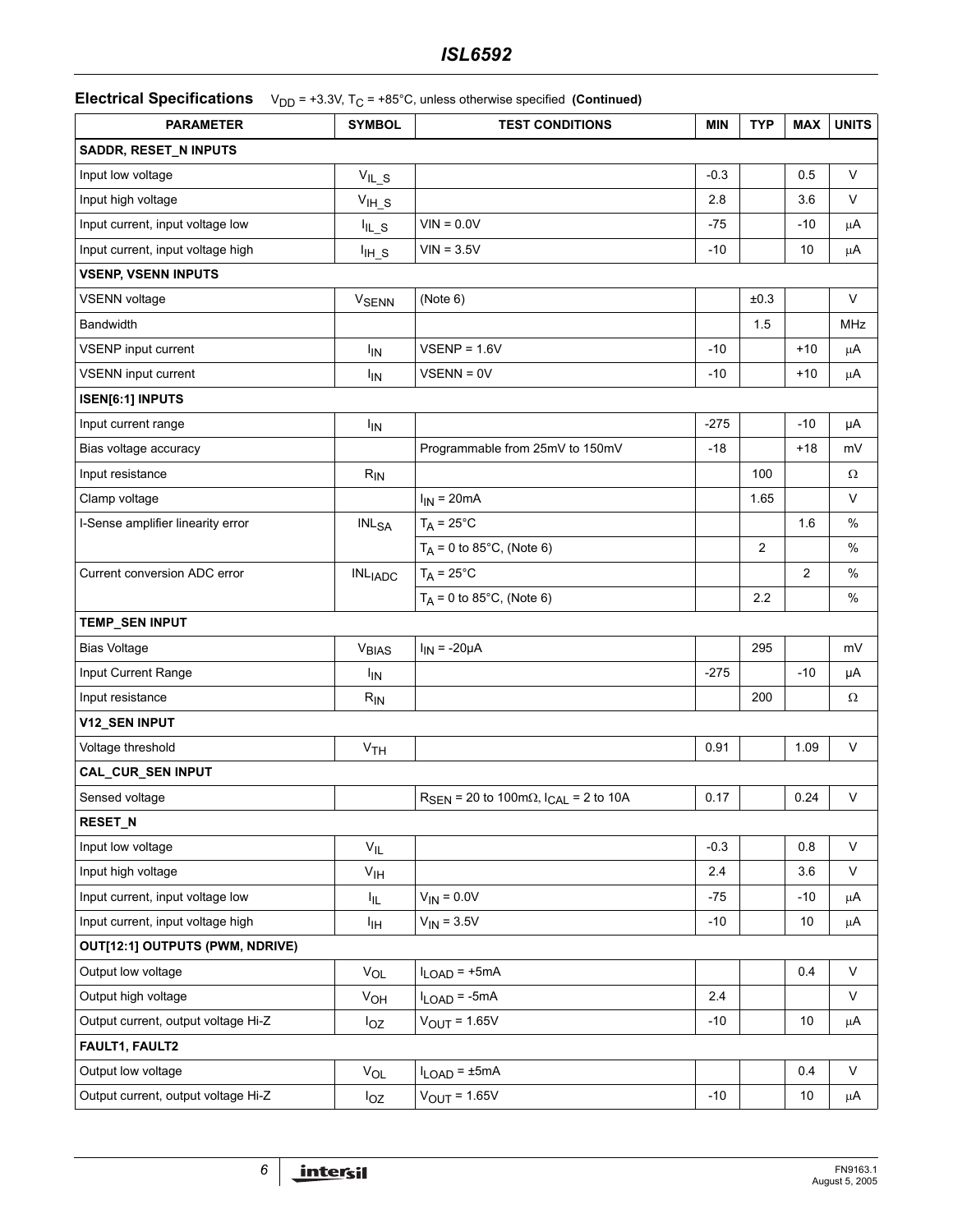## Electrical Specifications

$V_{DD}$ = +3.3V, $T_C$ = +85°C, unless otherwise specified **(Continued)**

| PARAMETER | SYMBOL | TEST CONDITIONS | MIN | TYP | MAX | UNITS |
|---|---|---|---|---|---|---|
| **SADDR, RESET_N INPUTS** | | | | | | |
| Input low voltage | $V_{IL\_S}$ | | -0.3 | | 0.5 | V |
| Input high voltage | $V_{IH\_S}$ | | 2.8 | | 3.6 | V |
| Input current, input voltage low | $I_{IL\_S}$ | VIN = 0.0V | -75 | | -10 | μA |
| Input current, input voltage high | $I_{IH\_S}$ | VIN = 3.5V | -10 | | 10 | μA |
| **VSENP, VSENN INPUTS** | | | | | | |
| VSENN voltage | $V_{SENN}$ | (Note 6) | | ±0.3 | | V |
| Bandwidth | | | | 1.5 | | MHz |
| VSENP input current | $I_{IN}$ | VSENP = 1.6V | -10 | | +10 | μA |
| VSENN input current | $I_{IN}$ | VSENN = 0V | -10 | | +10 | μA |
| **ISEN[6:1] INPUTS** | | | | | | |
| Input current range | $I_{IN}$ | | -275 | | -10 | μA |
| Bias voltage accuracy | | Programmable from 25mV to 150mV | -18 | | +18 | mV |
| Input resistance | $R_{IN}$ | | | 100 | | Ω |
| Clamp voltage | | $I_{IN}$ = 20mA | | 1.65 | | V |
| I-Sense amplifier linearity error | $INL_{SA}$ | $T_A$ = 25°C | | | 1.6 | % |
| | | $T_A$ = 0 to 85°C, (Note 6) | | 2 | | % |
| Current conversion ADC error | $INL_{IADC}$ | $T_A$ = 25°C | | | 2 | % |
| | | $T_A$ = 0 to 85°C, (Note 6) | | 2.2 | | % |
| **TEMP_SEN INPUT** | | | | | | |
| Bias Voltage | $V_{BIAS}$ | $I_{IN}$ = -20μA | | 295 | | mV |
| Input Current Range | $I_{IN}$ | | -275 | | -10 | μA |
| Input resistance | $R_{IN}$ | | | 200 | | Ω |
| **V12_SEN INPUT** | | | | | | |
| Voltage threshold | $V_{TH}$ | | 0.91 | | 1.09 | V |
| **CAL_CUR_SEN INPUT** | | | | | | |
| Sensed voltage | | $R_{SEN}$ = 20 to 100mΩ, $I_{CAL}$ = 2 to 10A | 0.17 | | 0.24 | V |
| **RESET_N** | | | | | | |
| Input low voltage | $V_{IL}$ | | -0.3 | | 0.8 | V |
| Input high voltage | $V_{IH}$ | | 2.4 | | 3.6 | V |
| Input current, input voltage low | $I_{IL}$ | $V_{IN}$ = 0.0V | -75 | | -10 | μA |
| Input current, input voltage high | $I_{IH}$ | $V_{IN}$ = 3.5V | -10 | | 10 | μA |
| **OUT[12:1] OUTPUTS (PWM, NDRIVE)** | | | | | | |
| Output low voltage | $V_{OL}$ | $I_{LOAD}$ = +5mA | | | 0.4 | V |
| Output high voltage | $V_{OH}$ | $I_{LOAD}$ = -5mA | 2.4 | | | V |
| Output current, output voltage Hi-Z | $I_{OZ}$ | $V_{OUT}$ = 1.65V | -10 | | 10 | μA |
| **FAULT1, FAULT2** | | | | | | |
| Output low voltage | $V_{OL}$ | $I_{LOAD}$ = ±5mA | | | 0.4 | V |
| Output current, output voltage Hi-Z | $I_{OZ}$ | $V_{OUT}$ = 1.65V | -10 | | 10 | μA |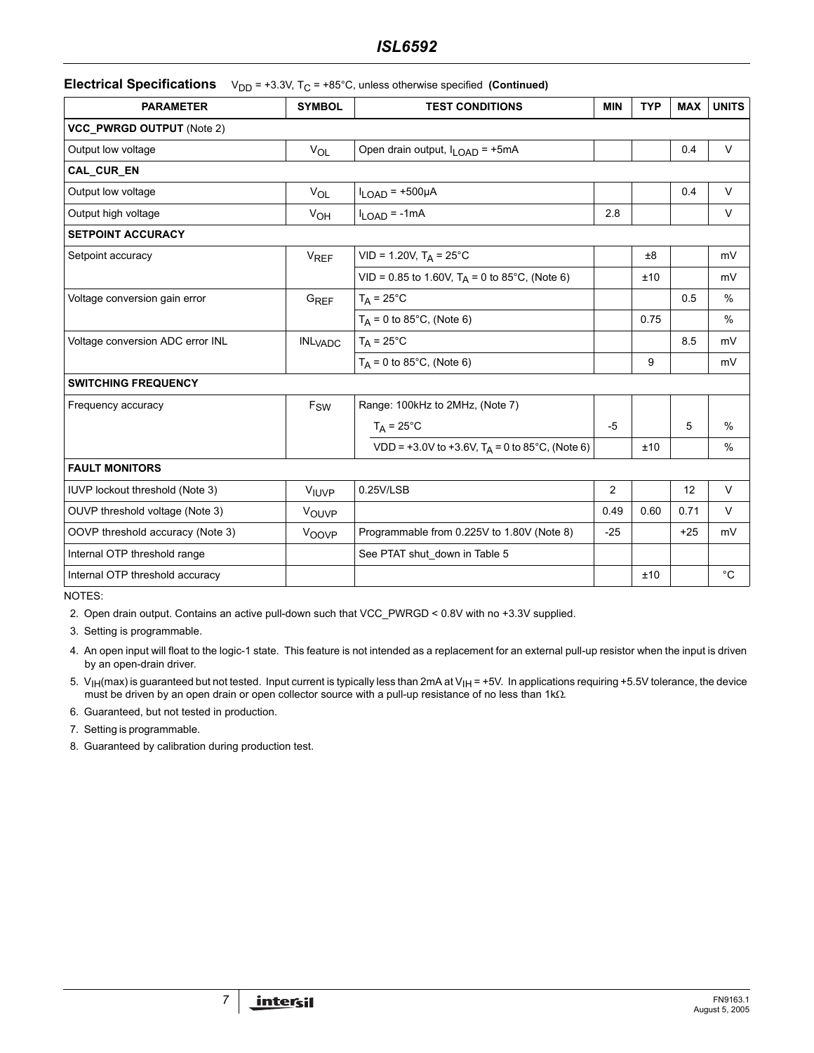**Electrical Specifications** $V_{DD}$ = +3.3V, $T_C$ = +85°C, unless otherwise specified **(Continued)**

| PARAMETER | SYMBOL | TEST CONDITIONS | MIN | TYP | MAX | UNITS |
|---|---|---|---|---|---|---|
| **VCC_PWRGD OUTPUT** (Note 2) | | | | | | |
| Output low voltage | $V_{OL}$ | Open drain output, $I_{LOAD}$ = +5mA | | | 0.4 | V |
| **CAL_CUR_EN** | | | | | | |
| Output low voltage | $V_{OL}$ | $I_{LOAD}$ = +500µA | | | 0.4 | V |
| Output high voltage | $V_{OH}$ | $I_{LOAD}$ = -1mA | 2.8 | | | V |
| **SETPOINT ACCURACY** | | | | | | |
| Setpoint accuracy | $V_{REF}$ | VID = 1.20V, $T_A$ = 25°C | | ±8 | | mV |
| | | VID = 0.85 to 1.60V, $T_A$ = 0 to 85°C, (Note 6) | | ±10 | | mV |
| Voltage conversion gain error | $G_{REF}$ | $T_A$ = 25°C | | | 0.5 | % |
| | | $T_A$ = 0 to 85°C, (Note 6) | | 0.75 | | % |
| Voltage conversion ADC error INL | $INL_{VADC}$ | $T_A$ = 25°C | | | 8.5 | mV |
| | | $T_A$ = 0 to 85°C, (Note 6) | | 9 | | mV |
| **SWITCHING FREQUENCY** | | | | | | |
| Frequency accuracy | $F_{SW}$ | Range: 100kHz to 2MHz, (Note 7) | | | | |
| | | $T_A$ = 25°C | -5 | | 5 | % |
| | | VDD = +3.0V to +3.6V, $T_A$ = 0 to 85°C, (Note 6) | | ±10 | | % |
| **FAULT MONITORS** | | | | | | |
| IUVP lockout threshold (Note 3) | $V_{IUVP}$ | 0.25V/LSB | 2 | | 12 | V |
| OUVP threshold voltage (Note 3) | $V_{OUVP}$ | | 0.49 | 0.60 | 0.71 | V |
| OOVP threshold accuracy (Note 3) | $V_{OOVP}$ | Programmable from 0.225V to 1.80V (Note 8) | -25 | | +25 | mV |
| Internal OTP threshold range | | See PTAT shut_down in Table 5 | | | | |
| Internal OTP threshold accuracy | | | | ±10 | | °C |

NOTES:

2. Open drain output. Contains an active pull-down such that VCC_PWRGD < 0.8V with no +3.3V supplied.
3. Setting is programmable.
4. An open input will float to the logic-1 state. This feature is not intended as a replacement for an external pull-up resistor when the input is driven by an open-drain driver.
5. $V_{IH}$(max) is guaranteed but not tested. Input current is typically less than 2mA at $V_{IH}$ = +5V. In applications requiring +5.5V tolerance, the device must be driven by an open drain or open collector source with a pull-up resistance of no less than 1kΩ.
6. Guaranteed, but not tested in production.
7. Setting is programmable.
8. Guaranteed by calibration during production test.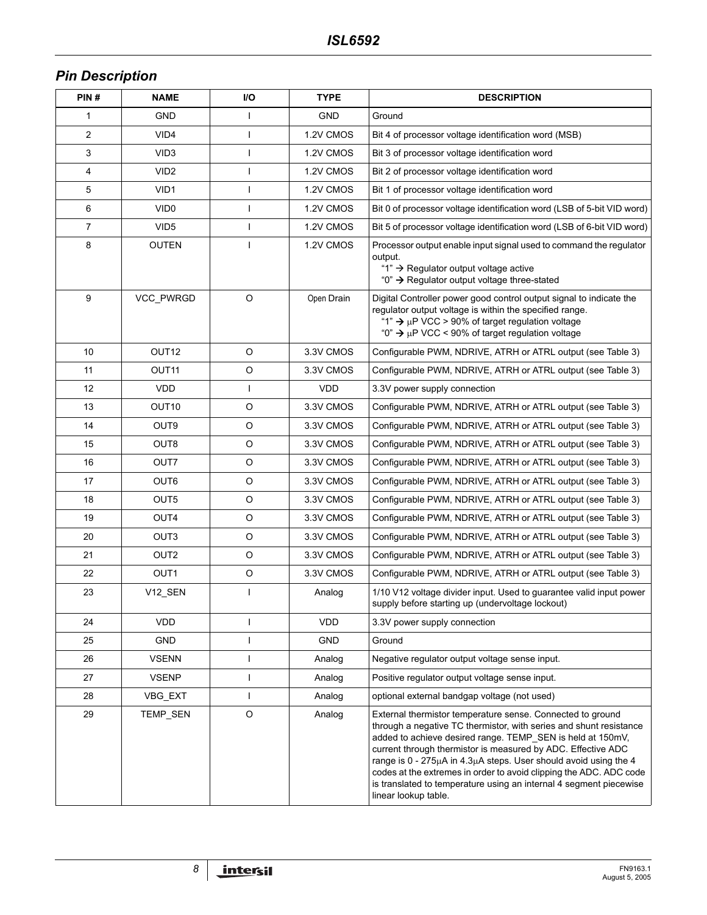## Pin Description

| PIN # | NAME | I/O | TYPE | DESCRIPTION |
|---|---|---|---|---|
| 1 | GND | I | GND | Ground |
| 2 | VID4 | I | 1.2V CMOS | Bit 4 of processor voltage identification word (MSB) |
| 3 | VID3 | I | 1.2V CMOS | Bit 3 of processor voltage identification word |
| 4 | VID2 | I | 1.2V CMOS | Bit 2 of processor voltage identification word |
| 5 | VID1 | I | 1.2V CMOS | Bit 1 of processor voltage identification word |
| 6 | VID0 | I | 1.2V CMOS | Bit 0 of processor voltage identification word (LSB of 5-bit VID word) |
| 7 | VID5 | I | 1.2V CMOS | Bit 5 of processor voltage identification word (LSB of 6-bit VID word) |
| 8 | OUTEN | I | 1.2V CMOS | Processor output enable input signal used to command the regulator output.<br>"1" → Regulator output voltage active<br>"0" → Regulator output voltage three-stated |
| 9 | VCC_PWRGD | O | Open Drain | Digital Controller power good control output signal to indicate the regulator output voltage is within the specified range.<br>"1" → μP VCC > 90% of target regulation voltage<br>"0" → μP VCC < 90% of target regulation voltage |
| 10 | OUT12 | O | 3.3V CMOS | Configurable PWM, NDRIVE, ATRH or ATRL output (see Table 3) |
| 11 | OUT11 | O | 3.3V CMOS | Configurable PWM, NDRIVE, ATRH or ATRL output (see Table 3) |
| 12 | VDD | I | VDD | 3.3V power supply connection |
| 13 | OUT10 | O | 3.3V CMOS | Configurable PWM, NDRIVE, ATRH or ATRL output (see Table 3) |
| 14 | OUT9 | O | 3.3V CMOS | Configurable PWM, NDRIVE, ATRH or ATRL output (see Table 3) |
| 15 | OUT8 | O | 3.3V CMOS | Configurable PWM, NDRIVE, ATRH or ATRL output (see Table 3) |
| 16 | OUT7 | O | 3.3V CMOS | Configurable PWM, NDRIVE, ATRH or ATRL output (see Table 3) |
| 17 | OUT6 | O | 3.3V CMOS | Configurable PWM, NDRIVE, ATRH or ATRL output (see Table 3) |
| 18 | OUT5 | O | 3.3V CMOS | Configurable PWM, NDRIVE, ATRH or ATRL output (see Table 3) |
| 19 | OUT4 | O | 3.3V CMOS | Configurable PWM, NDRIVE, ATRH or ATRL output (see Table 3) |
| 20 | OUT3 | O | 3.3V CMOS | Configurable PWM, NDRIVE, ATRH or ATRL output (see Table 3) |
| 21 | OUT2 | O | 3.3V CMOS | Configurable PWM, NDRIVE, ATRH or ATRL output (see Table 3) |
| 22 | OUT1 | O | 3.3V CMOS | Configurable PWM, NDRIVE, ATRH or ATRL output (see Table 3) |
| 23 | V12_SEN | I | Analog | 1/10 V12 voltage divider input. Used to guarantee valid input power supply before starting up (undervoltage lockout) |
| 24 | VDD | I | VDD | 3.3V power supply connection |
| 25 | GND | I | GND | Ground |
| 26 | VSENN | I | Analog | Negative regulator output voltage sense input. |
| 27 | VSENP | I | Analog | Positive regulator output voltage sense input. |
| 28 | VBG_EXT | I | Analog | optional external bandgap voltage (not used) |
| 29 | TEMP_SEN | O | Analog | External thermistor temperature sense. Connected to ground through a negative TC thermistor, with series and shunt resistance added to achieve desired range. TEMP_SEN is held at 150mV, current through thermistor is measured by ADC. Effective ADC range is 0 - 275μA in 4.3μA steps. User should avoid using the 4 codes at the extremes in order to avoid clipping the ADC. ADC code is translated to temperature using an internal 4 segment piecewise linear lookup table. |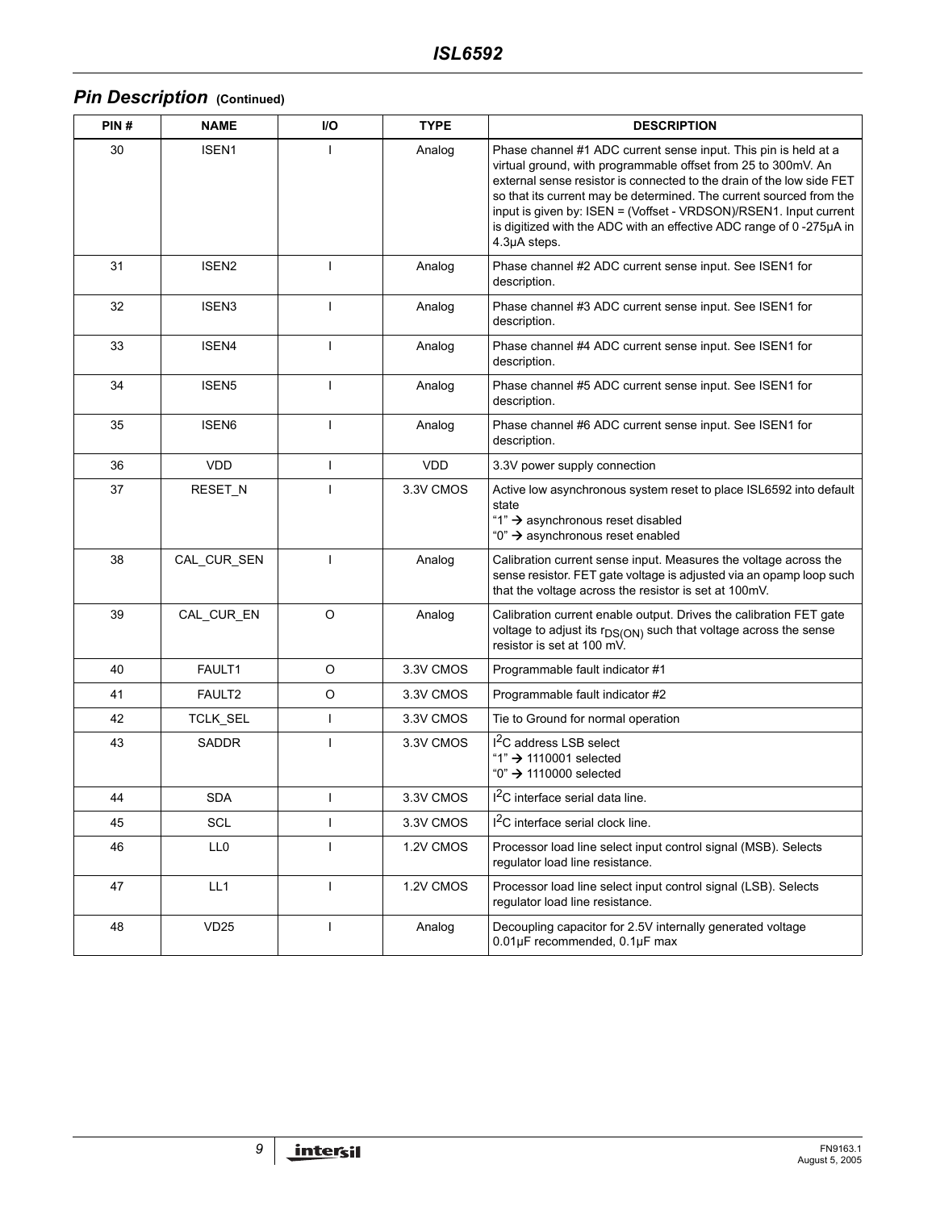## Pin Description (Continued)

| PIN # | NAME | I/O | TYPE | DESCRIPTION |
|---|---|---|---|---|
| 30 | ISEN1 | I | Analog | Phase channel #1 ADC current sense input. This pin is held at a virtual ground, with programmable offset from 25 to 300mV. An external sense resistor is connected to the drain of the low side FET so that its current may be determined. The current sourced from the input is given by: ISEN = (Voffset - VRDSON)/RSEN1. Input current is digitized with the ADC with an effective ADC range of 0 -275µA in 4.3µA steps. |
| 31 | ISEN2 | I | Analog | Phase channel #2 ADC current sense input. See ISEN1 for description. |
| 32 | ISEN3 | I | Analog | Phase channel #3 ADC current sense input. See ISEN1 for description. |
| 33 | ISEN4 | I | Analog | Phase channel #4 ADC current sense input. See ISEN1 for description. |
| 34 | ISEN5 | I | Analog | Phase channel #5 ADC current sense input. See ISEN1 for description. |
| 35 | ISEN6 | I | Analog | Phase channel #6 ADC current sense input. See ISEN1 for description. |
| 36 | VDD | I | VDD | 3.3V power supply connection |
| 37 | RESET_N | I | 3.3V CMOS | Active low asynchronous system reset to place ISL6592 into default state<br>"1" → asynchronous reset disabled<br>"0" → asynchronous reset enabled |
| 38 | CAL_CUR_SEN | I | Analog | Calibration current sense input. Measures the voltage across the sense resistor. FET gate voltage is adjusted via an opamp loop such that the voltage across the resistor is set at 100mV. |
| 39 | CAL_CUR_EN | O | Analog | Calibration current enable output. Drives the calibration FET gate voltage to adjust its $r_{DS(ON)}$ such that voltage across the sense resistor is set at 100 mV. |
| 40 | FAULT1 | O | 3.3V CMOS | Programmable fault indicator #1 |
| 41 | FAULT2 | O | 3.3V CMOS | Programmable fault indicator #2 |
| 42 | TCLK_SEL | I | 3.3V CMOS | Tie to Ground for normal operation |
| 43 | SADDR | I | 3.3V CMOS | $I^2C$ address LSB select<br>"1" → 1110001 selected<br>"0" → 1110000 selected |
| 44 | SDA | I | 3.3V CMOS | $I^2C$ interface serial data line. |
| 45 | SCL | I | 3.3V CMOS | $I^2C$ interface serial clock line. |
| 46 | LL0 | I | 1.2V CMOS | Processor load line select input control signal (MSB). Selects regulator load line resistance. |
| 47 | LL1 | I | 1.2V CMOS | Processor load line select input control signal (LSB). Selects regulator load line resistance. |
| 48 | VD25 | I | Analog | Decoupling capacitor for 2.5V internally generated voltage 0.01µF recommended, 0.1µF max |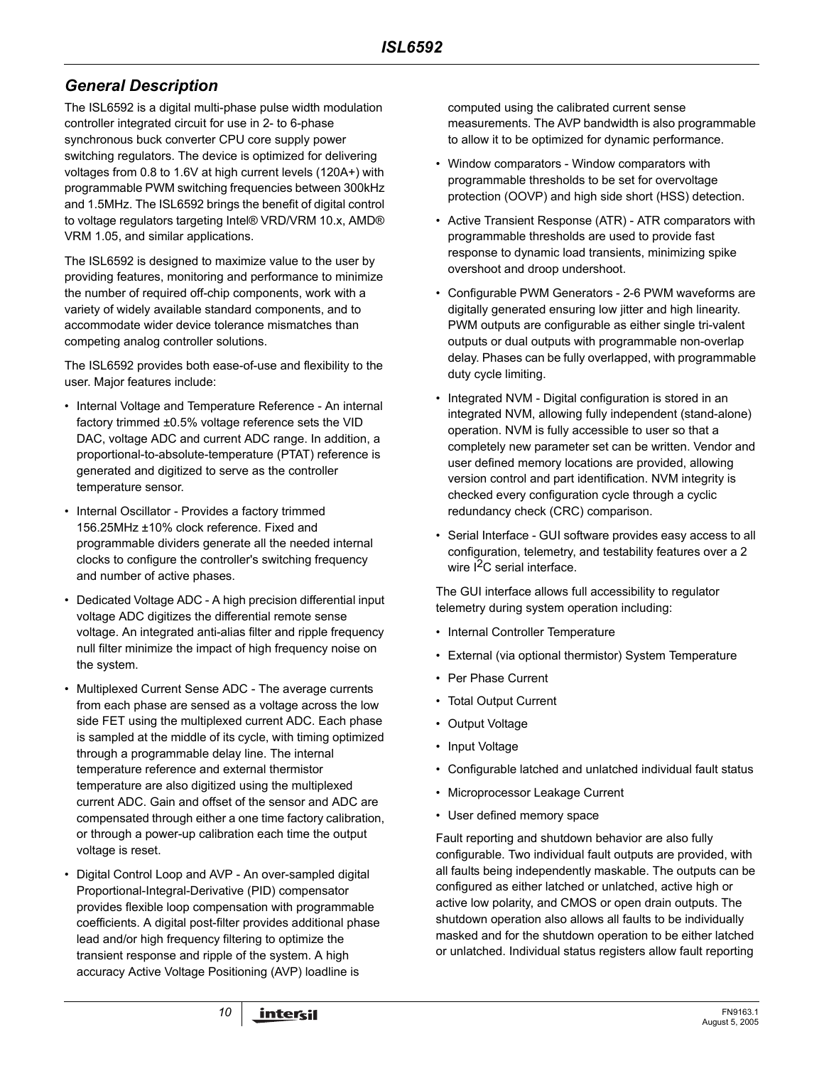## General Description

The ISL6592 is a digital multi-phase pulse width modulation controller integrated circuit for use in 2- to 6-phase synchronous buck converter CPU core supply power switching regulators. The device is optimized for delivering voltages from 0.8 to 1.6V at high current levels (120A+) with programmable PWM switching frequencies between 300kHz and 1.5MHz. The ISL6592 brings the benefit of digital control to voltage regulators targeting Intel® VRD/VRM 10.x, AMD® VRM 1.05, and similar applications.

The ISL6592 is designed to maximize value to the user by providing features, monitoring and performance to minimize the number of required off-chip components, work with a variety of widely available standard components, and to accommodate wider device tolerance mismatches than competing analog controller solutions.

The ISL6592 provides both ease-of-use and flexibility to the user. Major features include:

- Internal Voltage and Temperature Reference - An internal factory trimmed ±0.5% voltage reference sets the VID DAC, voltage ADC and current ADC range. In addition, a proportional-to-absolute-temperature (PTAT) reference is generated and digitized to serve as the controller temperature sensor.
- Internal Oscillator - Provides a factory trimmed 156.25MHz ±10% clock reference. Fixed and programmable dividers generate all the needed internal clocks to configure the controller's switching frequency and number of active phases.
- Dedicated Voltage ADC - A high precision differential input voltage ADC digitizes the differential remote sense voltage. An integrated anti-alias filter and ripple frequency null filter minimize the impact of high frequency noise on the system.
- Multiplexed Current Sense ADC - The average currents from each phase are sensed as a voltage across the low side FET using the multiplexed current ADC. Each phase is sampled at the middle of its cycle, with timing optimized through a programmable delay line. The internal temperature reference and external thermistor temperature are also digitized using the multiplexed current ADC. Gain and offset of the sensor and ADC are compensated through either a one time factory calibration, or through a power-up calibration each time the output voltage is reset.
- Digital Control Loop and AVP - An over-sampled digital Proportional-Integral-Derivative (PID) compensator provides flexible loop compensation with programmable coefficients. A digital post-filter provides additional phase lead and/or high frequency filtering to optimize the transient response and ripple of the system. A high accuracy Active Voltage Positioning (AVP) loadline is computed using the calibrated current sense measurements. The AVP bandwidth is also programmable to allow it to be optimized for dynamic performance.
- Window comparators - Window comparators with programmable thresholds to be set for overvoltage protection (OOVP) and high side short (HSS) detection.
- Active Transient Response (ATR) - ATR comparators with programmable thresholds are used to provide fast response to dynamic load transients, minimizing spike overshoot and droop undershoot.
- Configurable PWM Generators - 2-6 PWM waveforms are digitally generated ensuring low jitter and high linearity. PWM outputs are configurable as either single tri-valent outputs or dual outputs with programmable non-overlap delay. Phases can be fully overlapped, with programmable duty cycle limiting.
- Integrated NVM - Digital configuration is stored in an integrated NVM, allowing fully independent (stand-alone) operation. NVM is fully accessible to user so that a completely new parameter set can be written. Vendor and user defined memory locations are provided, allowing version control and part identification. NVM integrity is checked every configuration cycle through a cyclic redundancy check (CRC) comparison.
- Serial Interface - GUI software provides easy access to all configuration, telemetry, and testability features over a 2 wire $I^2C$ serial interface.

The GUI interface allows full accessibility to regulator telemetry during system operation including:

- Internal Controller Temperature
- External (via optional thermistor) System Temperature
- Per Phase Current
- Total Output Current
- Output Voltage
- Input Voltage
- Configurable latched and unlatched individual fault status
- Microprocessor Leakage Current
- User defined memory space

Fault reporting and shutdown behavior are also fully configurable. Two individual fault outputs are provided, with all faults being independently maskable. The outputs can be configured as either latched or unlatched, active high or active low polarity, and CMOS or open drain outputs. The shutdown operation also allows all faults to be individually masked and for the shutdown operation to be either latched or unlatched. Individual status registers allow fault reporting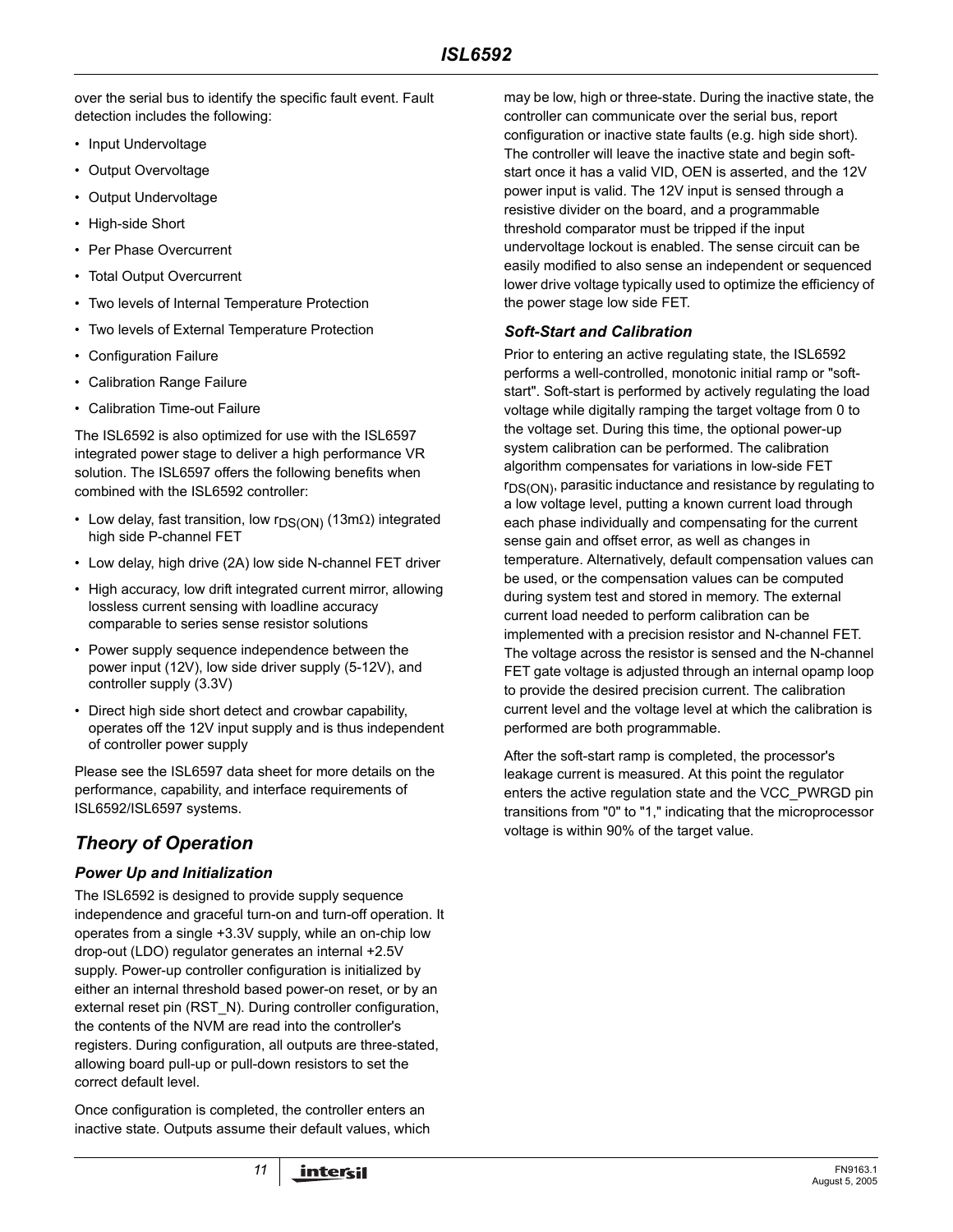over the serial bus to identify the specific fault event. Fault detection includes the following:

- Input Undervoltage
- Output Overvoltage
- Output Undervoltage
- High-side Short
- Per Phase Overcurrent
- Total Output Overcurrent
- Two levels of Internal Temperature Protection
- Two levels of External Temperature Protection
- Configuration Failure
- Calibration Range Failure
- Calibration Time-out Failure

The ISL6592 is also optimized for use with the ISL6597 integrated power stage to deliver a high performance VR solution. The ISL6597 offers the following benefits when combined with the ISL6592 controller:

- Low delay, fast transition, low $r_{DS(ON)}$ (13mΩ) integrated high side P-channel FET
- Low delay, high drive (2A) low side N-channel FET driver
- High accuracy, low drift integrated current mirror, allowing lossless current sensing with loadline accuracy comparable to series sense resistor solutions
- Power supply sequence independence between the power input (12V), low side driver supply (5-12V), and controller supply (3.3V)
- Direct high side short detect and crowbar capability, operates off the 12V input supply and is thus independent of controller power supply

Please see the ISL6597 data sheet for more details on the performance, capability, and interface requirements of ISL6592/ISL6597 systems.

## *Theory of Operation*

### *Power Up and Initialization*

The ISL6592 is designed to provide supply sequence independence and graceful turn-on and turn-off operation. It operates from a single +3.3V supply, while an on-chip low drop-out (LDO) regulator generates an internal +2.5V supply. Power-up controller configuration is initialized by either an internal threshold based power-on reset, or by an external reset pin (RST_N). During controller configuration, the contents of the NVM are read into the controller's registers. During configuration, all outputs are three-stated, allowing board pull-up or pull-down resistors to set the correct default level.

Once configuration is completed, the controller enters an inactive state. Outputs assume their default values, which may be low, high or three-state. During the inactive state, the controller can communicate over the serial bus, report configuration or inactive state faults (e.g. high side short). The controller will leave the inactive state and begin soft-start once it has a valid VID, OEN is asserted, and the 12V power input is valid. The 12V input is sensed through a resistive divider on the board, and a programmable threshold comparator must be tripped if the input undervoltage lockout is enabled. The sense circuit can be easily modified to also sense an independent or sequenced lower drive voltage typically used to optimize the efficiency of the power stage low side FET.

### *Soft-Start and Calibration*

Prior to entering an active regulating state, the ISL6592 performs a well-controlled, monotonic initial ramp or "soft-start". Soft-start is performed by actively regulating the load voltage while digitally ramping the target voltage from 0 to the voltage set. During this time, the optional power-up system calibration can be performed. The calibration algorithm compensates for variations in low-side FET $r_{DS(ON)}$, parasitic inductance and resistance by regulating to a low voltage level, putting a known current load through each phase individually and compensating for the current sense gain and offset error, as well as changes in temperature. Alternatively, default compensation values can be used, or the compensation values can be computed during system test and stored in memory. The external current load needed to perform calibration can be implemented with a precision resistor and N-channel FET. The voltage across the resistor is sensed and the N-channel FET gate voltage is adjusted through an internal opamp loop to provide the desired precision current. The calibration current level and the voltage level at which the calibration is performed are both programmable.

After the soft-start ramp is completed, the processor's leakage current is measured. At this point the regulator enters the active regulation state and the VCC_PWRGD pin transitions from "0" to "1," indicating that the microprocessor voltage is within 90% of the target value.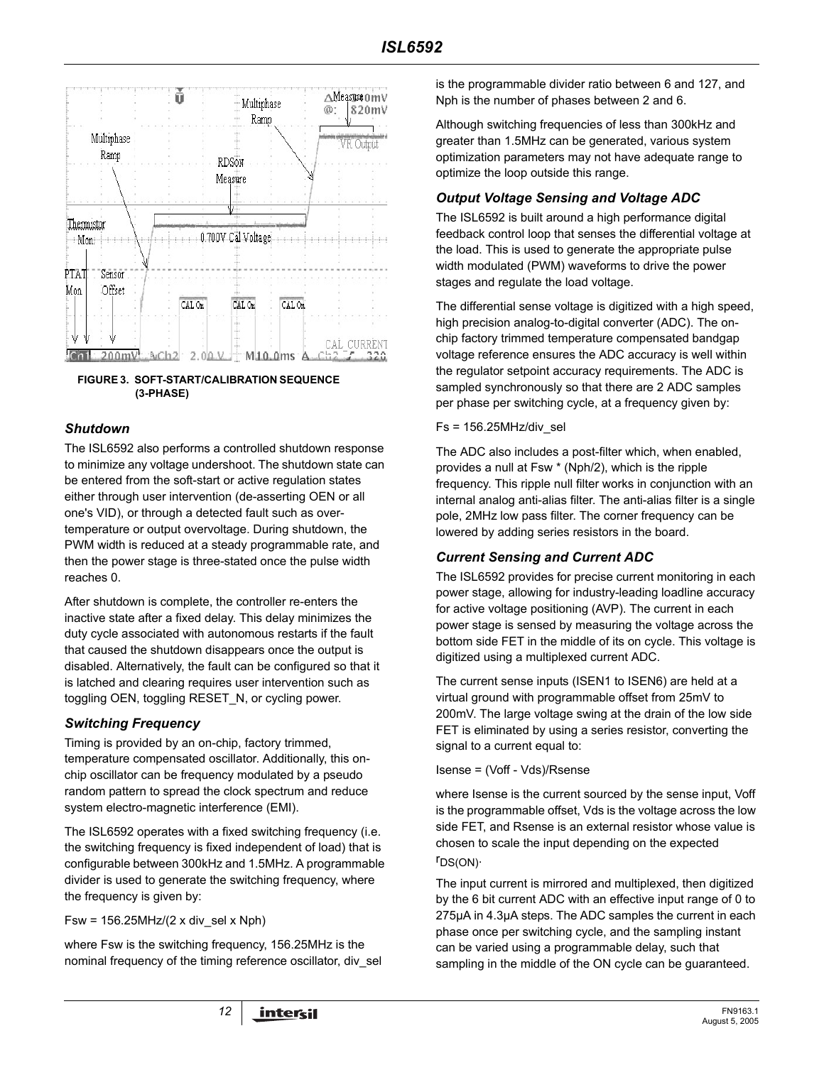FIGURE 3. SOFT-START/CALIBRATION SEQUENCE (3-PHASE)

### *Shutdown*

The ISL6592 also performs a controlled shutdown response to minimize any voltage undershoot. The shutdown state can be entered from the soft-start or active regulation states either through user intervention (de-asserting OEN or all one's VID), or through a detected fault such as over-temperature or output overvoltage. During shutdown, the PWM width is reduced at a steady programmable rate, and then the power stage is three-stated once the pulse width reaches 0.

After shutdown is complete, the controller re-enters the inactive state after a fixed delay. This delay minimizes the duty cycle associated with autonomous restarts if the fault that caused the shutdown disappears once the output is disabled. Alternatively, the fault can be configured so that it is latched and clearing requires user intervention such as toggling OEN, toggling RESET_N, or cycling power.

### *Switching Frequency*

Timing is provided by an on-chip, factory trimmed, temperature compensated oscillator. Additionally, this on-chip oscillator can be frequency modulated by a pseudo random pattern to spread the clock spectrum and reduce system electro-magnetic interference (EMI).

The ISL6592 operates with a fixed switching frequency (i.e. the switching frequency is fixed independent of load) that is configurable between 300kHz and 1.5MHz. A programmable divider is used to generate the switching frequency, where the frequency is given by:

$$F_{sw} = 156.25\text{MHz}/(2 \times \text{div\_sel} \times N_{ph})$$

where Fsw is the switching frequency, 156.25MHz is the nominal frequency of the timing reference oscillator, div_sel is the programmable divider ratio between 6 and 127, and Nph is the number of phases between 2 and 6.

Although switching frequencies of less than 300kHz and greater than 1.5MHz can be generated, various system optimization parameters may not have adequate range to optimize the loop outside this range.

### *Output Voltage Sensing and Voltage ADC*

The ISL6592 is built around a high performance digital feedback control loop that senses the differential voltage at the load. This is used to generate the appropriate pulse width modulated (PWM) waveforms to drive the power stages and regulate the load voltage.

The differential sense voltage is digitized with a high speed, high precision analog-to-digital converter (ADC). The on-chip factory trimmed temperature compensated bandgap voltage reference ensures the ADC accuracy is well within the regulator setpoint accuracy requirements. The ADC is sampled synchronously so that there are 2 ADC samples per phase per switching cycle, at a frequency given by:

$$F_s = 156.25\text{MHz}/\text{div\_sel}$$

The ADC also includes a post-filter which, when enabled, provides a null at Fsw * (Nph/2), which is the ripple frequency. This ripple null filter works in conjunction with an internal analog anti-alias filter. The anti-alias filter is a single pole, 2MHz low pass filter. The corner frequency can be lowered by adding series resistors in the board.

### *Current Sensing and Current ADC*

The ISL6592 provides for precise current monitoring in each power stage, allowing for industry-leading loadline accuracy for active voltage positioning (AVP). The current in each power stage is sensed by measuring the voltage across the bottom side FET in the middle of its on cycle. This voltage is digitized using a multiplexed current ADC.

The current sense inputs (ISEN1 to ISEN6) are held at a virtual ground with programmable offset from 25mV to 200mV. The large voltage swing at the drain of the low side FET is eliminated by using a series resistor, converting the signal to a current equal to:

$$I_{sense} = (V_{off} - V_{ds})/R_{sense}$$

where Isense is the current sourced by the sense input, Voff is the programmable offset, Vds is the voltage across the low side FET, and Rsense is an external resistor whose value is chosen to scale the input depending on the expected $r_{DS(ON)}$.

The input current is mirrored and multiplexed, then digitized by the 6 bit current ADC with an effective input range of 0 to 275µA in 4.3µA steps. The ADC samples the current in each phase once per switching cycle, and the sampling instant can be varied using a programmable delay, such that sampling in the middle of the ON cycle can be guaranteed.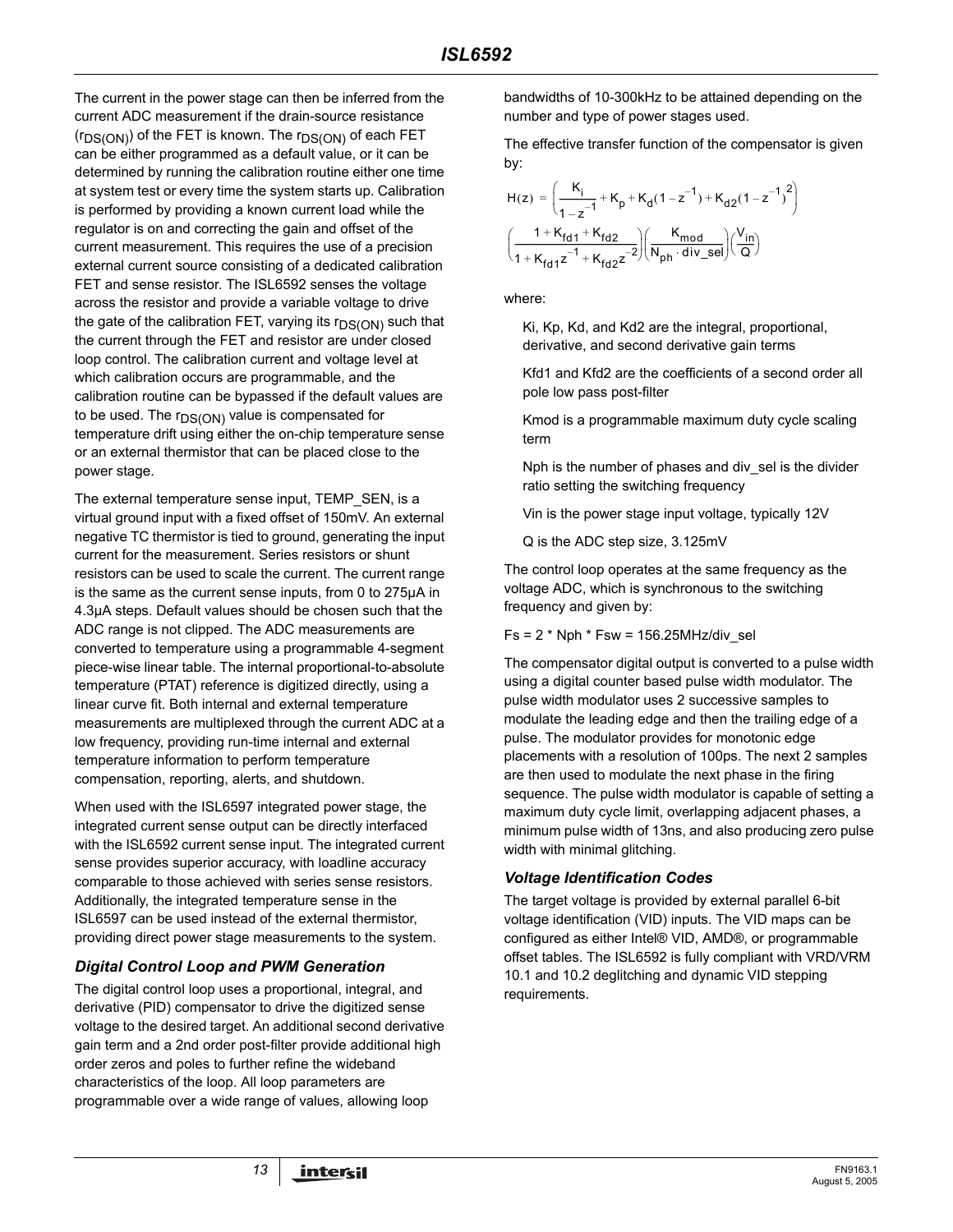The current in the power stage can then be inferred from the current ADC measurement if the drain-source resistance ($r_{DS(ON)}$) of the FET is known. The $r_{DS(ON)}$ of each FET can be either programmed as a default value, or it can be determined by running the calibration routine either one time at system test or every time the system starts up. Calibration is performed by providing a known current load while the regulator is on and correcting the gain and offset of the current measurement. This requires the use of a precision external current source consisting of a dedicated calibration FET and sense resistor. The ISL6592 senses the voltage across the resistor and provide a variable voltage to drive the gate of the calibration FET, varying its $r_{DS(ON)}$ such that the current through the FET and resistor are under closed loop control. The calibration current and voltage level at which calibration occurs are programmable, and the calibration routine can be bypassed if the default values are to be used. The $r_{DS(ON)}$ value is compensated for temperature drift using either the on-chip temperature sense or an external thermistor that can be placed close to the power stage.

The external temperature sense input, TEMP_SEN, is a virtual ground input with a fixed offset of 150mV. An external negative TC thermistor is tied to ground, generating the input current for the measurement. Series resistors or shunt resistors can be used to scale the current. The current range is the same as the current sense inputs, from 0 to 275μA in 4.3μA steps. Default values should be chosen such that the ADC range is not clipped. The ADC measurements are converted to temperature using a programmable 4-segment piece-wise linear table. The internal proportional-to-absolute temperature (PTAT) reference is digitized directly, using a linear curve fit. Both internal and external temperature measurements are multiplexed through the current ADC at a low frequency, providing run-time internal and external temperature information to perform temperature compensation, reporting, alerts, and shutdown.

When used with the ISL6597 integrated power stage, the integrated current sense output can be directly interfaced with the ISL6592 current sense input. The integrated current sense provides superior accuracy, with loadline accuracy comparable to those achieved with series sense resistors. Additionally, the integrated temperature sense in the ISL6597 can be used instead of the external thermistor, providing direct power stage measurements to the system.

### *Digital Control Loop and PWM Generation*

The digital control loop uses a proportional, integral, and derivative (PID) compensator to drive the digitized sense voltage to the desired target. An additional second derivative gain term and a 2nd order post-filter provide additional high order zeros and poles to further refine the wideband characteristics of the loop. All loop parameters are programmable over a wide range of values, allowing loop bandwidths of 10-300kHz to be attained depending on the number and type of power stages used.

The effective transfer function of the compensator is given by:

$$H(z) = \left(\frac{K_i}{1-z^{-1}} + K_p + K_d(1-z^{-1}) + K_{d2}(1-z^{-1})^2\right)$$

$$\left(\frac{1+K_{fd1}+K_{fd2}}{1+K_{fd1}z^{-1}+K_{fd2}z^{-2}}\right)\left(\frac{K_{mod}}{N_{ph}\cdot div\_sel}\right)\left(\frac{V_{in}}{Q}\right)$$

where:

Ki, Kp, Kd, and Kd2 are the integral, proportional, derivative, and second derivative gain terms

Kfd1 and Kfd2 are the coefficients of a second order all pole low pass post-filter

Kmod is a programmable maximum duty cycle scaling term

Nph is the number of phases and div_sel is the divider ratio setting the switching frequency

Vin is the power stage input voltage, typically 12V

Q is the ADC step size, 3.125mV

The control loop operates at the same frequency as the voltage ADC, which is synchronous to the switching frequency and given by:

Fs = 2 * Nph * Fsw = 156.25MHz/div_sel

The compensator digital output is converted to a pulse width using a digital counter based pulse width modulator. The pulse width modulator uses 2 successive samples to modulate the leading edge and then the trailing edge of a pulse. The modulator provides for monotonic edge placements with a resolution of 100ps. The next 2 samples are then used to modulate the next phase in the firing sequence. The pulse width modulator is capable of setting a maximum duty cycle limit, overlapping adjacent phases, a minimum pulse width of 13ns, and also producing zero pulse width with minimal glitching.

### *Voltage Identification Codes*

The target voltage is provided by external parallel 6-bit voltage identification (VID) inputs. The VID maps can be configured as either Intel® VID, AMD®, or programmable offset tables. The ISL6592 is fully compliant with VRD/VRM 10.1 and 10.2 deglitching and dynamic VID stepping requirements.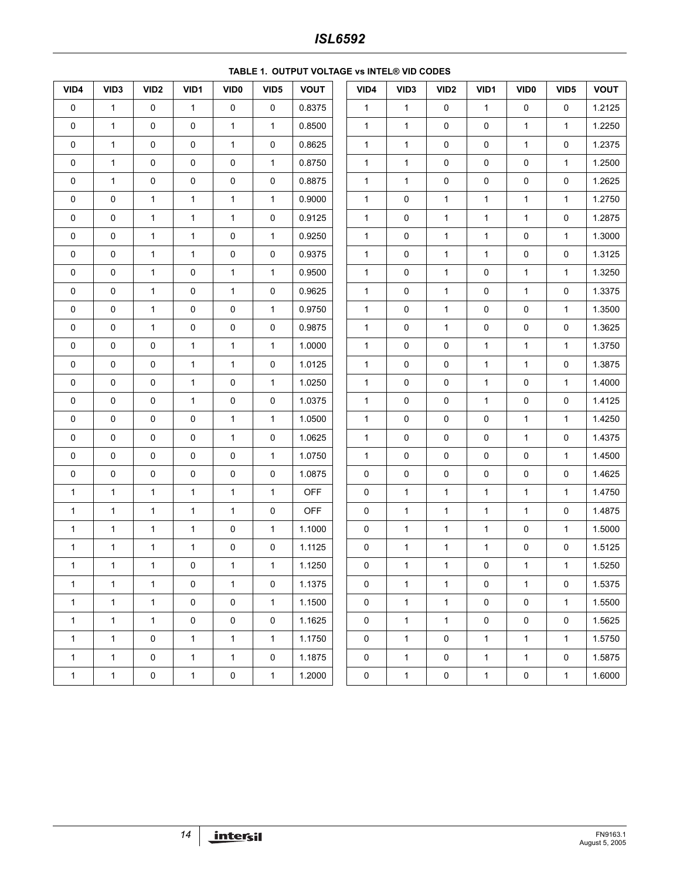**TABLE 1. OUTPUT VOLTAGE vs INTEL® VID CODES**

| VID4 | VID3 | VID2 | VID1 | VID0 | VID5 | VOUT | VID4 | VID3 | VID2 | VID1 | VID0 | VID5 | VOUT |
|---|---|---|---|---|---|---|---|---|---|---|---|---|---|
| 0 | 1 | 0 | 1 | 0 | 0 | 0.8375 | 1 | 1 | 0 | 1 | 0 | 0 | 1.2125 |
| 0 | 1 | 0 | 0 | 1 | 1 | 0.8500 | 1 | 1 | 0 | 0 | 1 | 1 | 1.2250 |
| 0 | 1 | 0 | 0 | 1 | 0 | 0.8625 | 1 | 1 | 0 | 0 | 1 | 0 | 1.2375 |
| 0 | 1 | 0 | 0 | 0 | 1 | 0.8750 | 1 | 1 | 0 | 0 | 0 | 1 | 1.2500 |
| 0 | 1 | 0 | 0 | 0 | 0 | 0.8875 | 1 | 1 | 0 | 0 | 0 | 0 | 1.2625 |
| 0 | 0 | 1 | 1 | 1 | 1 | 0.9000 | 1 | 0 | 1 | 1 | 1 | 1 | 1.2750 |
| 0 | 0 | 1 | 1 | 1 | 0 | 0.9125 | 1 | 0 | 1 | 1 | 1 | 0 | 1.2875 |
| 0 | 0 | 1 | 1 | 0 | 1 | 0.9250 | 1 | 0 | 1 | 1 | 0 | 1 | 1.3000 |
| 0 | 0 | 1 | 1 | 0 | 0 | 0.9375 | 1 | 0 | 1 | 1 | 0 | 0 | 1.3125 |
| 0 | 0 | 1 | 0 | 1 | 1 | 0.9500 | 1 | 0 | 1 | 0 | 1 | 1 | 1.3250 |
| 0 | 0 | 1 | 0 | 1 | 0 | 0.9625 | 1 | 0 | 1 | 0 | 1 | 0 | 1.3375 |
| 0 | 0 | 1 | 0 | 0 | 1 | 0.9750 | 1 | 0 | 1 | 0 | 0 | 1 | 1.3500 |
| 0 | 0 | 1 | 0 | 0 | 0 | 0.9875 | 1 | 0 | 1 | 0 | 0 | 0 | 1.3625 |
| 0 | 0 | 0 | 1 | 1 | 1 | 1.0000 | 1 | 0 | 0 | 1 | 1 | 1 | 1.3750 |
| 0 | 0 | 0 | 1 | 1 | 0 | 1.0125 | 1 | 0 | 0 | 1 | 1 | 0 | 1.3875 |
| 0 | 0 | 0 | 1 | 0 | 1 | 1.0250 | 1 | 0 | 0 | 1 | 0 | 1 | 1.4000 |
| 0 | 0 | 0 | 1 | 0 | 0 | 1.0375 | 1 | 0 | 0 | 1 | 0 | 0 | 1.4125 |
| 0 | 0 | 0 | 0 | 1 | 1 | 1.0500 | 1 | 0 | 0 | 0 | 1 | 1 | 1.4250 |
| 0 | 0 | 0 | 0 | 1 | 0 | 1.0625 | 1 | 0 | 0 | 0 | 1 | 0 | 1.4375 |
| 0 | 0 | 0 | 0 | 0 | 1 | 1.0750 | 1 | 0 | 0 | 0 | 0 | 1 | 1.4500 |
| 0 | 0 | 0 | 0 | 0 | 0 | 1.0875 | 0 | 0 | 0 | 0 | 0 | 0 | 1.4625 |
| 1 | 1 | 1 | 1 | 1 | 1 | OFF | 0 | 1 | 1 | 1 | 1 | 1 | 1.4750 |
| 1 | 1 | 1 | 1 | 1 | 0 | OFF | 0 | 1 | 1 | 1 | 1 | 0 | 1.4875 |
| 1 | 1 | 1 | 1 | 0 | 1 | 1.1000 | 0 | 1 | 1 | 1 | 0 | 1 | 1.5000 |
| 1 | 1 | 1 | 1 | 0 | 0 | 1.1125 | 0 | 1 | 1 | 1 | 0 | 0 | 1.5125 |
| 1 | 1 | 1 | 0 | 1 | 1 | 1.1250 | 0 | 1 | 1 | 0 | 1 | 1 | 1.5250 |
| 1 | 1 | 1 | 0 | 1 | 0 | 1.1375 | 0 | 1 | 1 | 0 | 1 | 0 | 1.5375 |
| 1 | 1 | 1 | 0 | 0 | 1 | 1.1500 | 0 | 1 | 1 | 0 | 0 | 1 | 1.5500 |
| 1 | 1 | 1 | 0 | 0 | 0 | 1.1625 | 0 | 1 | 1 | 0 | 0 | 0 | 1.5625 |
| 1 | 1 | 0 | 1 | 1 | 1 | 1.1750 | 0 | 1 | 0 | 1 | 1 | 1 | 1.5750 |
| 1 | 1 | 0 | 1 | 1 | 0 | 1.1875 | 0 | 1 | 0 | 1 | 1 | 0 | 1.5875 |
| 1 | 1 | 0 | 1 | 0 | 1 | 1.2000 | 0 | 1 | 0 | 1 | 0 | 1 | 1.6000 |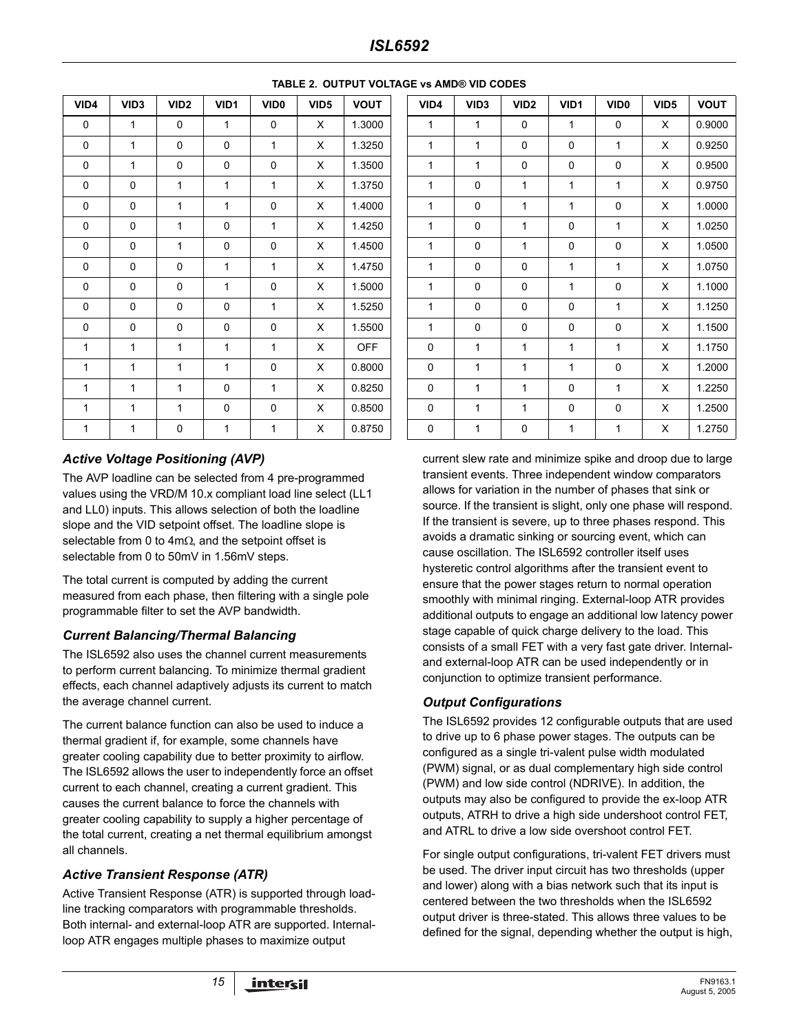**TABLE 2. OUTPUT VOLTAGE vs AMD® VID CODES**

| VID4 | VID3 | VID2 | VID1 | VID0 | VID5 | VOUT | VID4 | VID3 | VID2 | VID1 | VID0 | VID5 | VOUT |
|---|---|---|---|---|---|---|---|---|---|---|---|---|---|
| 0 | 1 | 0 | 1 | 0 | X | 1.3000 | 1 | 1 | 0 | 1 | 0 | X | 0.9000 |
| 0 | 1 | 0 | 0 | 1 | X | 1.3250 | 1 | 1 | 0 | 0 | 1 | X | 0.9250 |
| 0 | 1 | 0 | 0 | 0 | X | 1.3500 | 1 | 1 | 0 | 0 | 0 | X | 0.9500 |
| 0 | 0 | 1 | 1 | 1 | X | 1.3750 | 1 | 0 | 1 | 1 | 1 | X | 0.9750 |
| 0 | 0 | 1 | 1 | 0 | X | 1.4000 | 1 | 0 | 1 | 1 | 0 | X | 1.0000 |
| 0 | 0 | 1 | 0 | 1 | X | 1.4250 | 1 | 0 | 1 | 0 | 1 | X | 1.0250 |
| 0 | 0 | 1 | 0 | 0 | X | 1.4500 | 1 | 0 | 1 | 0 | 0 | X | 1.0500 |
| 0 | 0 | 0 | 1 | 1 | X | 1.4750 | 1 | 0 | 0 | 1 | 1 | X | 1.0750 |
| 0 | 0 | 0 | 1 | 0 | X | 1.5000 | 1 | 0 | 0 | 1 | 0 | X | 1.1000 |
| 0 | 0 | 0 | 0 | 1 | X | 1.5250 | 1 | 0 | 0 | 0 | 1 | X | 1.1250 |
| 0 | 0 | 0 | 0 | 0 | X | 1.5500 | 1 | 0 | 0 | 0 | 0 | X | 1.1500 |
| 1 | 1 | 1 | 1 | 1 | X | OFF | 0 | 1 | 1 | 1 | 1 | X | 1.1750 |
| 1 | 1 | 1 | 1 | 0 | X | 0.8000 | 0 | 1 | 1 | 1 | 0 | X | 1.2000 |
| 1 | 1 | 1 | 0 | 1 | X | 0.8250 | 0 | 1 | 1 | 0 | 1 | X | 1.2250 |
| 1 | 1 | 1 | 0 | 0 | X | 0.8500 | 0 | 1 | 1 | 0 | 0 | X | 1.2500 |
| 1 | 1 | 0 | 1 | 1 | X | 0.8750 | 0 | 1 | 0 | 1 | 1 | X | 1.2750 |

### *Active Voltage Positioning (AVP)*

The AVP loadline can be selected from 4 pre-programmed values using the VRD/M 10.x compliant load line select (LL1 and LL0) inputs. This allows selection of both the loadline slope and the VID setpoint offset. The loadline slope is selectable from 0 to 4mΩ, and the setpoint offset is selectable from 0 to 50mV in 1.56mV steps.

The total current is computed by adding the current measured from each phase, then filtering with a single pole programmable filter to set the AVP bandwidth.

### *Current Balancing/Thermal Balancing*

The ISL6592 also uses the channel current measurements to perform current balancing. To minimize thermal gradient effects, each channel adaptively adjusts its current to match the average channel current.

The current balance function can also be used to induce a thermal gradient if, for example, some channels have greater cooling capability due to better proximity to airflow. The ISL6592 allows the user to independently force an offset current to each channel, creating a current gradient. This causes the current balance to force the channels with greater cooling capability to supply a higher percentage of the total current, creating a net thermal equilibrium amongst all channels.

### *Active Transient Response (ATR)*

Active Transient Response (ATR) is supported through load-line tracking comparators with programmable thresholds. Both internal- and external-loop ATR are supported. Internal-loop ATR engages multiple phases to maximize output current slew rate and minimize spike and droop due to large transient events. Three independent window comparators allows for variation in the number of phases that sink or source. If the transient is slight, only one phase will respond. If the transient is severe, up to three phases respond. This avoids a dramatic sinking or sourcing event, which can cause oscillation. The ISL6592 controller itself uses hysteretic control algorithms after the transient event to ensure that the power stages return to normal operation smoothly with minimal ringing. External-loop ATR provides additional outputs to engage an additional low latency power stage capable of quick charge delivery to the load. This consists of a small FET with a very fast gate driver. Internal- and external-loop ATR can be used independently or in conjunction to optimize transient performance.

### *Output Configurations*

The ISL6592 provides 12 configurable outputs that are used to drive up to 6 phase power stages. The outputs can be configured as a single tri-valent pulse width modulated (PWM) signal, or as dual complementary high side control (PWM) and low side control (NDRIVE). In addition, the outputs may also be configured to provide the ex-loop ATR outputs, ATRH to drive a high side undershoot control FET, and ATRL to drive a low side overshoot control FET.

For single output configurations, tri-valent FET drivers must be used. The driver input circuit has two thresholds (upper and lower) along with a bias network such that its input is centered between the two thresholds when the ISL6592 output driver is three-stated. This allows three values to be defined for the signal, depending whether the output is high,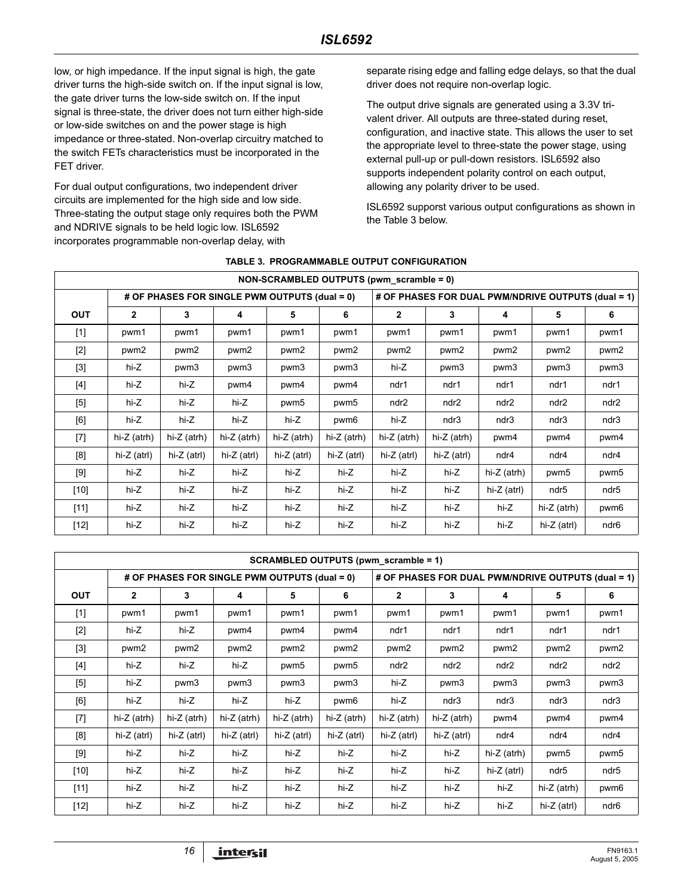low, or high impedance. If the input signal is high, the gate driver turns the high-side switch on. If the input signal is low, the gate driver turns the low-side switch on. If the input signal is three-state, the driver does not turn either high-side or low-side switches on and the power stage is high impedance or three-stated. Non-overlap circuitry matched to the switch FETs characteristics must be incorporated in the FET driver.

For dual output configurations, two independent driver circuits are implemented for the high side and low side. Three-stating the output stage only requires both the PWM and NDRIVE signals to be held logic low. ISL6592 incorporates programmable non-overlap delay, with separate rising edge and falling edge delays, so that the dual driver does not require non-overlap logic.

The output drive signals are generated using a 3.3V tri-valent driver. All outputs are three-stated during reset, configuration, and inactive state. This allows the user to set the appropriate level to three-state the power stage, using external pull-up or pull-down resistors. ISL6592 also supports independent polarity control on each output, allowing any polarity driver to be used.

ISL6592 supporst various output configurations as shown in the Table 3 below.

**TABLE 3. PROGRAMMABLE OUTPUT CONFIGURATION**

| NON-SCRAMBLED OUTPUTS (pwm_scramble = 0) | | | | | | | | | | |
|---|---|---|---|---|---|---|---|---|---|---|
| | # OF PHASES FOR SINGLE PWM OUTPUTS (dual = 0) | | | | | # OF PHASES FOR DUAL PWM/NDRIVE OUTPUTS (dual = 1) | | | | |
| **OUT** | **2** | **3** | **4** | **5** | **6** | **2** | **3** | **4** | **5** | **6** |
| [1] | pwm1 | pwm1 | pwm1 | pwm1 | pwm1 | pwm1 | pwm1 | pwm1 | pwm1 | pwm1 |
| [2] | pwm2 | pwm2 | pwm2 | pwm2 | pwm2 | pwm2 | pwm2 | pwm2 | pwm2 | pwm2 |
| [3] | hi-Z | pwm3 | pwm3 | pwm3 | pwm3 | hi-Z | pwm3 | pwm3 | pwm3 | pwm3 |
| [4] | hi-Z | hi-Z | pwm4 | pwm4 | pwm4 | ndr1 | ndr1 | ndr1 | ndr1 | ndr1 |
| [5] | hi-Z | hi-Z | hi-Z | pwm5 | pwm5 | ndr2 | ndr2 | ndr2 | ndr2 | ndr2 |
| [6] | hi-Z | hi-Z | hi-Z | hi-Z | pwm6 | hi-Z | ndr3 | ndr3 | ndr3 | ndr3 |
| [7] | hi-Z (atrh) | hi-Z (atrh) | hi-Z (atrh) | hi-Z (atrh) | hi-Z (atrh) | hi-Z (atrh) | hi-Z (atrh) | pwm4 | pwm4 | pwm4 |
| [8] | hi-Z (atrl) | hi-Z (atrl) | hi-Z (atrl) | hi-Z (atrl) | hi-Z (atrl) | hi-Z (atrl) | hi-Z (atrl) | ndr4 | ndr4 | ndr4 |
| [9] | hi-Z | hi-Z | hi-Z | hi-Z | hi-Z | hi-Z | hi-Z | hi-Z (atrh) | pwm5 | pwm5 |
| [10] | hi-Z | hi-Z | hi-Z | hi-Z | hi-Z | hi-Z | hi-Z | hi-Z (atrl) | ndr5 | ndr5 |
| [11] | hi-Z | hi-Z | hi-Z | hi-Z | hi-Z | hi-Z | hi-Z | hi-Z | hi-Z (atrh) | pwm6 |
| [12] | hi-Z | hi-Z | hi-Z | hi-Z | hi-Z | hi-Z | hi-Z | hi-Z | hi-Z (atrl) | ndr6 |

| SCRAMBLED OUTPUTS (pwm_scramble = 1) | | | | | | | | | | |
|---|---|---|---|---|---|---|---|---|---|---|
| | # OF PHASES FOR SINGLE PWM OUTPUTS (dual = 0) | | | | | # OF PHASES FOR DUAL PWM/NDRIVE OUTPUTS (dual = 1) | | | | |
| **OUT** | **2** | **3** | **4** | **5** | **6** | **2** | **3** | **4** | **5** | **6** |
| [1] | pwm1 | pwm1 | pwm1 | pwm1 | pwm1 | pwm1 | pwm1 | pwm1 | pwm1 | pwm1 |
| [2] | hi-Z | hi-Z | pwm4 | pwm4 | pwm4 | ndr1 | ndr1 | ndr1 | ndr1 | ndr1 |
| [3] | pwm2 | pwm2 | pwm2 | pwm2 | pwm2 | pwm2 | pwm2 | pwm2 | pwm2 | pwm2 |
| [4] | hi-Z | hi-Z | hi-Z | pwm5 | pwm5 | ndr2 | ndr2 | ndr2 | ndr2 | ndr2 |
| [5] | hi-Z | pwm3 | pwm3 | pwm3 | pwm3 | hi-Z | pwm3 | pwm3 | pwm3 | pwm3 |
| [6] | hi-Z | hi-Z | hi-Z | hi-Z | pwm6 | hi-Z | ndr3 | ndr3 | ndr3 | ndr3 |
| [7] | hi-Z (atrh) | hi-Z (atrh) | hi-Z (atrh) | hi-Z (atrh) | hi-Z (atrh) | hi-Z (atrh) | hi-Z (atrh) | pwm4 | pwm4 | pwm4 |
| [8] | hi-Z (atrl) | hi-Z (atrl) | hi-Z (atrl) | hi-Z (atrl) | hi-Z (atrl) | hi-Z (atrl) | hi-Z (atrl) | ndr4 | ndr4 | ndr4 |
| [9] | hi-Z | hi-Z | hi-Z | hi-Z | hi-Z | hi-Z | hi-Z | hi-Z (atrh) | pwm5 | pwm5 |
| [10] | hi-Z | hi-Z | hi-Z | hi-Z | hi-Z | hi-Z | hi-Z | hi-Z (atrl) | ndr5 | ndr5 |
| [11] | hi-Z | hi-Z | hi-Z | hi-Z | hi-Z | hi-Z | hi-Z | hi-Z | hi-Z (atrh) | pwm6 |
| [12] | hi-Z | hi-Z | hi-Z | hi-Z | hi-Z | hi-Z | hi-Z | hi-Z | hi-Z (atrl) | ndr6 |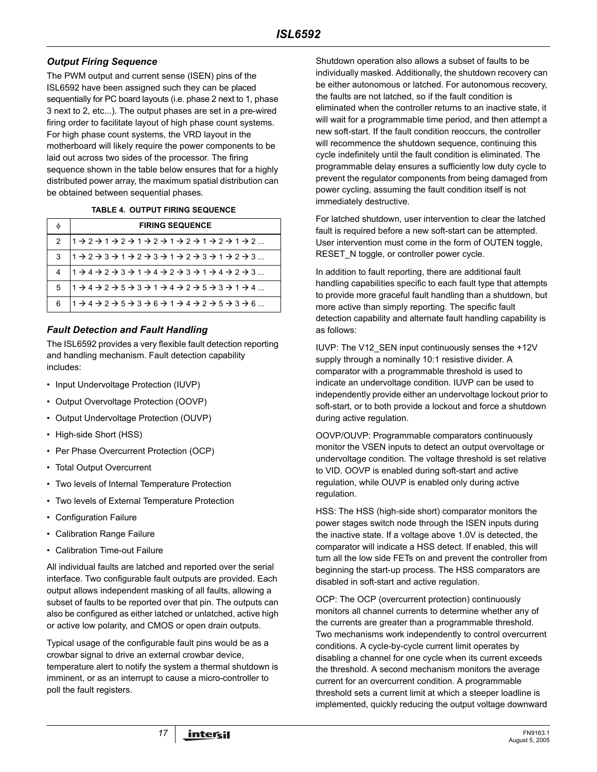### Output Firing Sequence

The PWM output and current sense (ISEN) pins of the ISL6592 have been assigned such they can be placed sequentially for PC board layouts (i.e. phase 2 next to 1, phase 3 next to 2, etc...). The output phases are set in a pre-wired firing order to facilitate layout of high phase count systems. For high phase count systems, the VRD layout in the motherboard will likely require the power components to be laid out across two sides of the processor. The firing sequence shown in the table below ensures that for a highly distributed power array, the maximum spatial distribution can be obtained between sequential phases.

**TABLE 4. OUTPUT FIRING SEQUENCE**

| $\phi$ | FIRING SEQUENCE |
|---|---|
| 2 | 1 → 2 → 1 → 2 → 1 → 2 → 1 → 2 → 1 → 2 → 1 → 2 ... |
| 3 | 1 → 2 → 3 → 1 → 2 → 3 → 1 → 2 → 3 → 1 → 2 → 3 ... |
| 4 | 1 → 4 → 2 → 3 → 1 → 4 → 2 → 3 → 1 → 4 → 2 → 3 ... |
| 5 | 1 → 4 → 2 → 5 → 3 → 1 → 4 → 2 → 5 → 3 → 1 → 4 ... |
| 6 | 1 → 4 → 2 → 5 → 3 → 6 → 1 → 4 → 2 → 5 → 3 → 6 ... |

### Fault Detection and Fault Handling

The ISL6592 provides a very flexible fault detection reporting and handling mechanism. Fault detection capability includes:

- Input Undervoltage Protection (IUVP)
- Output Overvoltage Protection (OOVP)
- Output Undervoltage Protection (OUVP)
- High-side Short (HSS)
- Per Phase Overcurrent Protection (OCP)
- Total Output Overcurrent
- Two levels of Internal Temperature Protection
- Two levels of External Temperature Protection
- Configuration Failure
- Calibration Range Failure
- Calibration Time-out Failure

All individual faults are latched and reported over the serial interface. Two configurable fault outputs are provided. Each output allows independent masking of all faults, allowing a subset of faults to be reported over that pin. The outputs can also be configured as either latched or unlatched, active high or active low polarity, and CMOS or open drain outputs.

Typical usage of the configurable fault pins would be as a crowbar signal to drive an external crowbar device, temperature alert to notify the system a thermal shutdown is imminent, or as an interrupt to cause a micro-controller to poll the fault registers.

Shutdown operation also allows a subset of faults to be individually masked. Additionally, the shutdown recovery can be either autonomous or latched. For autonomous recovery, the faults are not latched, so if the fault condition is eliminated when the controller returns to an inactive state, it will wait for a programmable time period, and then attempt a new soft-start. If the fault condition reoccurs, the controller will recommence the shutdown sequence, continuing this cycle indefinitely until the fault condition is eliminated. The programmable delay ensures a sufficiently low duty cycle to prevent the regulator components from being damaged from power cycling, assuming the fault condition itself is not immediately destructive.

For latched shutdown, user intervention to clear the latched fault is required before a new soft-start can be attempted. User intervention must come in the form of OUTEN toggle, RESET_N toggle, or controller power cycle.

In addition to fault reporting, there are additional fault handling capabilities specific to each fault type that attempts to provide more graceful fault handling than a shutdown, but more active than simply reporting. The specific fault detection capability and alternate fault handling capability is as follows:

IUVP: The V12_SEN input continuously senses the +12V supply through a nominally 10:1 resistive divider. A comparator with a programmable threshold is used to indicate an undervoltage condition. IUVP can be used to independently provide either an undervoltage lockout prior to soft-start, or to both provide a lockout and force a shutdown during active regulation.

OOVP/OUVP: Programmable comparators continuously monitor the VSEN inputs to detect an output overvoltage or undervoltage condition. The voltage threshold is set relative to VID. OOVP is enabled during soft-start and active regulation, while OUVP is enabled only during active regulation.

HSS: The HSS (high-side short) comparator monitors the power stages switch node through the ISEN inputs during the inactive state. If a voltage above 1.0V is detected, the comparator will indicate a HSS detect. If enabled, this will turn all the low side FETs on and prevent the controller from beginning the start-up process. The HSS comparators are disabled in soft-start and active regulation.

OCP: The OCP (overcurrent protection) continuously monitors all channel currents to determine whether any of the currents are greater than a programmable threshold. Two mechanisms work independently to control overcurrent conditions. A cycle-by-cycle current limit operates by disabling a channel for one cycle when its current exceeds the threshold. A second mechanism monitors the average current for an overcurrent condition. A programmable threshold sets a current limit at which a steeper loadline is implemented, quickly reducing the output voltage downward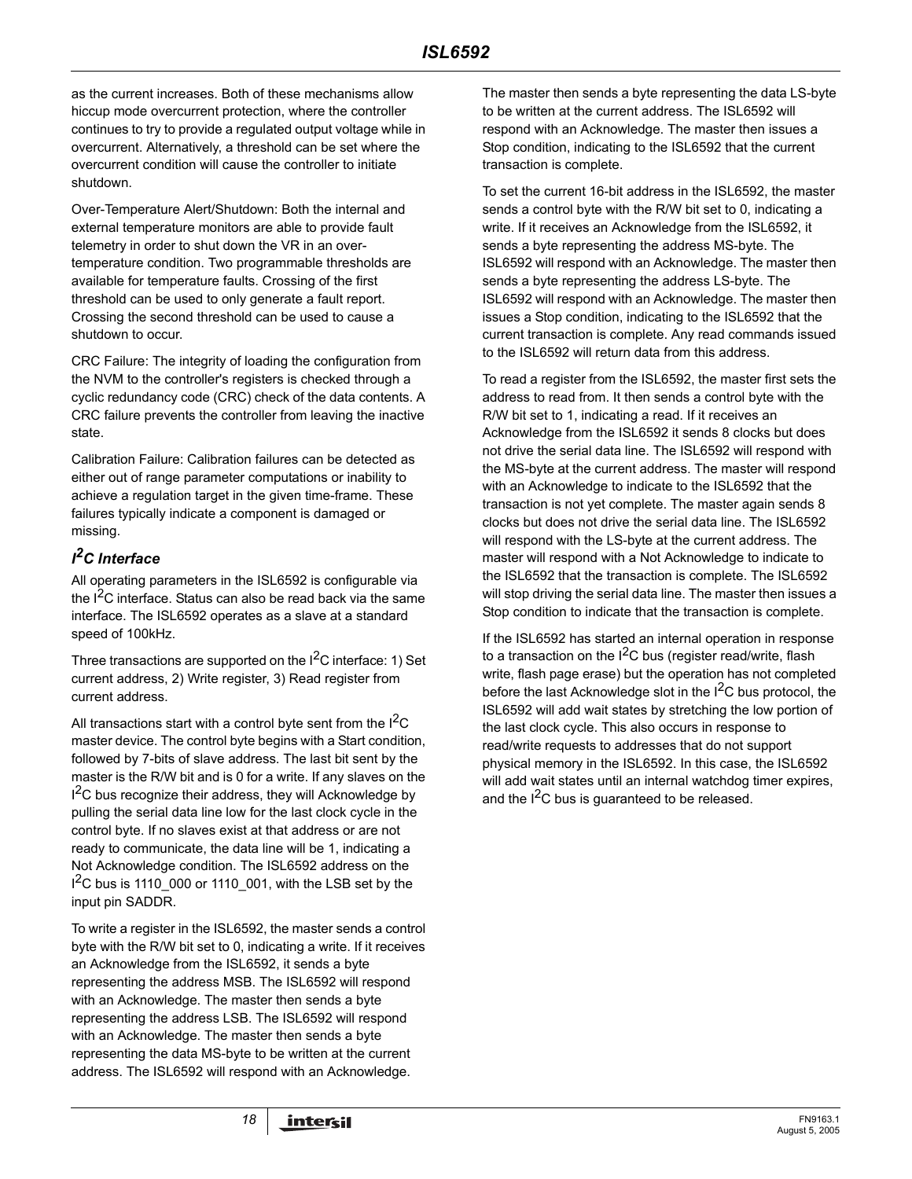as the current increases. Both of these mechanisms allow hiccup mode overcurrent protection, where the controller continues to try to provide a regulated output voltage while in overcurrent. Alternatively, a threshold can be set where the overcurrent condition will cause the controller to initiate shutdown.

Over-Temperature Alert/Shutdown: Both the internal and external temperature monitors are able to provide fault telemetry in order to shut down the VR in an over-temperature condition. Two programmable thresholds are available for temperature faults. Crossing of the first threshold can be used to only generate a fault report. Crossing the second threshold can be used to cause a shutdown to occur.

CRC Failure: The integrity of loading the configuration from the NVM to the controller's registers is checked through a cyclic redundancy code (CRC) check of the data contents. A CRC failure prevents the controller from leaving the inactive state.

Calibration Failure: Calibration failures can be detected as either out of range parameter computations or inability to achieve a regulation target in the given time-frame. These failures typically indicate a component is damaged or missing.

### *$I^2C$ Interface*

All operating parameters in the ISL6592 is configurable via the $I^2C$ interface. Status can also be read back via the same interface. The ISL6592 operates as a slave at a standard speed of 100kHz.

Three transactions are supported on the $I^2C$ interface: 1) Set current address, 2) Write register, 3) Read register from current address.

All transactions start with a control byte sent from the $I^2C$ master device. The control byte begins with a Start condition, followed by 7-bits of slave address. The last bit sent by the master is the R/W bit and is 0 for a write. If any slaves on the $I^2C$ bus recognize their address, they will Acknowledge by pulling the serial data line low for the last clock cycle in the control byte. If no slaves exist at that address or are not ready to communicate, the data line will be 1, indicating a Not Acknowledge condition. The ISL6592 address on the $I^2C$ bus is 1110_000 or 1110_001, with the LSB set by the input pin SADDR.

To write a register in the ISL6592, the master sends a control byte with the R/W bit set to 0, indicating a write. If it receives an Acknowledge from the ISL6592, it sends a byte representing the address MSB. The ISL6592 will respond with an Acknowledge. The master then sends a byte representing the address LSB. The ISL6592 will respond with an Acknowledge. The master then sends a byte representing the data MS-byte to be written at the current address. The ISL6592 will respond with an Acknowledge. The master then sends a byte representing the data LS-byte to be written at the current address. The ISL6592 will respond with an Acknowledge. The master then issues a Stop condition, indicating to the ISL6592 that the current transaction is complete.

To set the current 16-bit address in the ISL6592, the master sends a control byte with the R/W bit set to 0, indicating a write. If it receives an Acknowledge from the ISL6592, it sends a byte representing the address MS-byte. The ISL6592 will respond with an Acknowledge. The master then sends a byte representing the address LS-byte. The ISL6592 will respond with an Acknowledge. The master then issues a Stop condition, indicating to the ISL6592 that the current transaction is complete. Any read commands issued to the ISL6592 will return data from this address.

To read a register from the ISL6592, the master first sets the address to read from. It then sends a control byte with the R/W bit set to 1, indicating a read. If it receives an Acknowledge from the ISL6592 it sends 8 clocks but does not drive the serial data line. The ISL6592 will respond with the MS-byte at the current address. The master will respond with an Acknowledge to indicate to the ISL6592 that the transaction is not yet complete. The master again sends 8 clocks but does not drive the serial data line. The ISL6592 will respond with the LS-byte at the current address. The master will respond with a Not Acknowledge to indicate to the ISL6592 that the transaction is complete. The ISL6592 will stop driving the serial data line. The master then issues a Stop condition to indicate that the transaction is complete.

If the ISL6592 has started an internal operation in response to a transaction on the $I^2C$ bus (register read/write, flash write, flash page erase) but the operation has not completed before the last Acknowledge slot in the $I^2C$ bus protocol, the ISL6592 will add wait states by stretching the low portion of the last clock cycle. This also occurs in response to read/write requests to addresses that do not support physical memory in the ISL6592. In this case, the ISL6592 will add wait states until an internal watchdog timer expires, and the $I^2C$ bus is guaranteed to be released.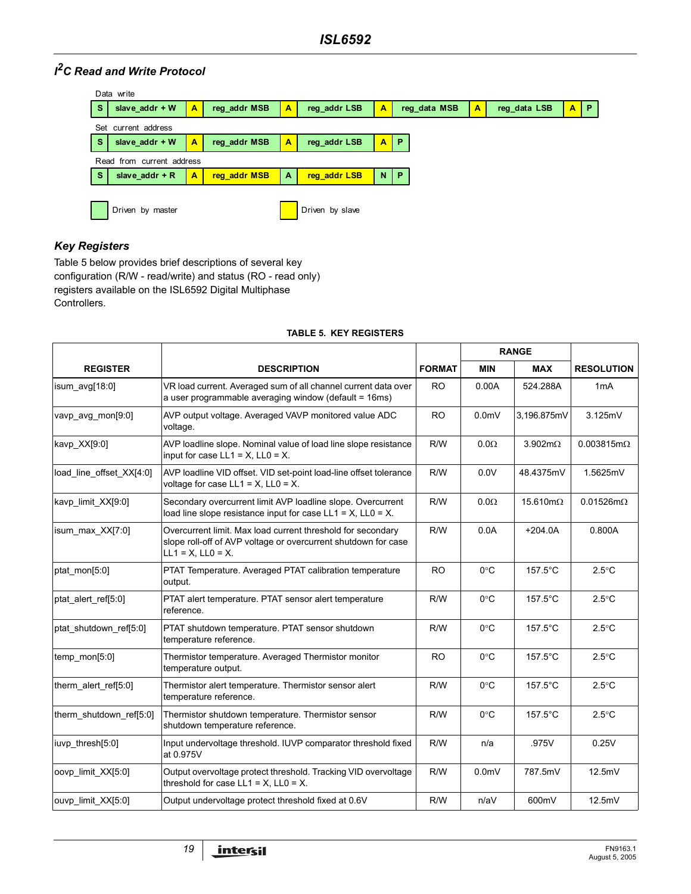## $I^2C$ Read and Write Protocol

Data write

| S | slave_addr + W | A | reg_addr MSB | A | reg_addr LSB | A | reg_data MSB | A | reg_data LSB | A | P |
|---|---|---|---|---|---|---|---|---|---|---|---|

Set current address

| S | slave_addr + W | A | reg_addr MSB | A | reg_addr LSB | A | P |
|---|---|---|---|---|---|---|---|

Read from current address

| S | slave_addr + R | A | reg_addr MSB | A | reg_addr LSB | N | P |
|---|---|---|---|---|---|---|---|

Driven by master     Driven by slave

## Key Registers

Table 5 below provides brief descriptions of several key configuration (R/W - read/write) and status (RO - read only) registers available on the ISL6592 Digital Multiphase Controllers.

**TABLE 5. KEY REGISTERS**

| REGISTER | DESCRIPTION | FORMAT | RANGE MIN | RANGE MAX | RESOLUTION |
|---|---|---|---|---|---|
| isum_avg[18:0] | VR load current. Averaged sum of all channel current data over a user programmable averaging window (default = 16ms) | RO | 0.00A | 524.288A | 1mA |
| vavp_avg_mon[9:0] | AVP output voltage. Averaged VAVP monitored value ADC voltage. | RO | 0.0mV | 3,196.875mV | 3.125mV |
| kavp_XX[9:0] | AVP loadline slope. Nominal value of load line slope resistance input for case LL1 = X, LL0 = X. | R/W | 0.0Ω | 3.902mΩ | 0.003815mΩ |
| load_line_offset_XX[4:0] | AVP loadline VID offset. VID set-point load-line offset tolerance voltage for case LL1 = X, LL0 = X. | R/W | 0.0V | 48.4375mV | 1.5625mV |
| kavp_limit_XX[9:0] | Secondary overcurrent limit AVP loadline slope. Overcurrent load line slope resistance input for case LL1 = X, LL0 = X. | R/W | 0.0Ω | 15.610mΩ | 0.01526mΩ |
| isum_max_XX[7:0] | Overcurrent limit. Max load current threshold for secondary slope roll-off of AVP voltage or overcurrent shutdown for case LL1 = X, LL0 = X. | R/W | 0.0A | +204.0A | 0.800A |
| ptat_mon[5:0] | PTAT Temperature. Averaged PTAT calibration temperature output. | RO | 0°C | 157.5°C | 2.5°C |
| ptat_alert_ref[5:0] | PTAT alert temperature. PTAT sensor alert temperature reference. | R/W | 0°C | 157.5°C | 2.5°C |
| ptat_shutdown_ref[5:0] | PTAT shutdown temperature. PTAT sensor shutdown temperature reference. | R/W | 0°C | 157.5°C | 2.5°C |
| temp_mon[5:0] | Thermistor temperature. Averaged Thermistor monitor temperature output. | RO | 0°C | 157.5°C | 2.5°C |
| therm_alert_ref[5:0] | Thermistor alert temperature. Thermistor sensor alert temperature reference. | R/W | 0°C | 157.5°C | 2.5°C |
| therm_shutdown_ref[5:0] | Thermistor shutdown temperature. Thermistor sensor shutdown temperature reference. | R/W | 0°C | 157.5°C | 2.5°C |
| iuvp_thresh[5:0] | Input undervoltage threshold. IUVP comparator threshold fixed at 0.975V | R/W | n/a | .975V | 0.25V |
| oovp_limit_XX[5:0] | Output overvoltage protect threshold. Tracking VID overvoltage threshold for case LL1 = X, LL0 = X. | R/W | 0.0mV | 787.5mV | 12.5mV |
| ouvp_limit_XX[5:0] | Output undervoltage protect threshold fixed at 0.6V | R/W | n/aV | 600mV | 12.5mV |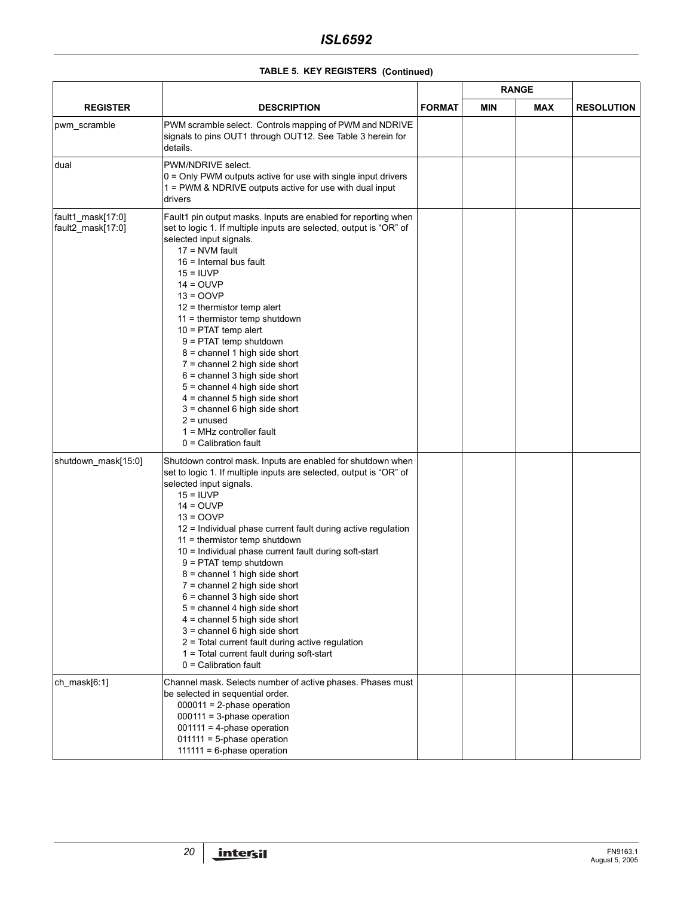**TABLE 5. KEY REGISTERS (Continued)**

| REGISTER | DESCRIPTION | FORMAT | RANGE | | RESOLUTION |
|---|---|---|---|---|---|
| | | | MIN | MAX | |
| pwm_scramble | PWM scramble select. Controls mapping of PWM and NDRIVE signals to pins OUT1 through OUT12. See Table 3 herein for details. | | | | |
| dual | PWM/NDRIVE select.<br>0 = Only PWM outputs active for use with single input drivers<br>1 = PWM & NDRIVE outputs active for use with dual input drivers | | | | |
| fault1_mask[17:0]<br>fault2_mask[17:0] | Fault1 pin output masks. Inputs are enabled for reporting when set to logic 1. If multiple inputs are selected, output is "OR" of selected input signals.<br>17 = NVM fault<br>16 = Internal bus fault<br>15 = IUVP<br>14 = OUVP<br>13 = OOVP<br>12 = thermistor temp alert<br>11 = thermistor temp shutdown<br>10 = PTAT temp alert<br>9 = PTAT temp shutdown<br>8 = channel 1 high side short<br>7 = channel 2 high side short<br>6 = channel 3 high side short<br>5 = channel 4 high side short<br>4 = channel 5 high side short<br>3 = channel 6 high side short<br>2 = unused<br>1 = MHz controller fault<br>0 = Calibration fault | | | | |
| shutdown_mask[15:0] | Shutdown control mask. Inputs are enabled for shutdown when set to logic 1. If multiple inputs are selected, output is "OR" of selected input signals.<br>15 = IUVP<br>14 = OUVP<br>13 = OOVP<br>12 = Individual phase current fault during active regulation<br>11 = thermistor temp shutdown<br>10 = Individual phase current fault during soft-start<br>9 = PTAT temp shutdown<br>8 = channel 1 high side short<br>7 = channel 2 high side short<br>6 = channel 3 high side short<br>5 = channel 4 high side short<br>4 = channel 5 high side short<br>3 = channel 6 high side short<br>2 = Total current fault during active regulation<br>1 = Total current fault during soft-start<br>0 = Calibration fault | | | | |
| ch_mask[6:1] | Channel mask. Selects number of active phases. Phases must be selected in sequential order.<br>000011 = 2-phase operation<br>000111 = 3-phase operation<br>001111 = 4-phase operation<br>011111 = 5-phase operation<br>111111 = 6-phase operation | | | | |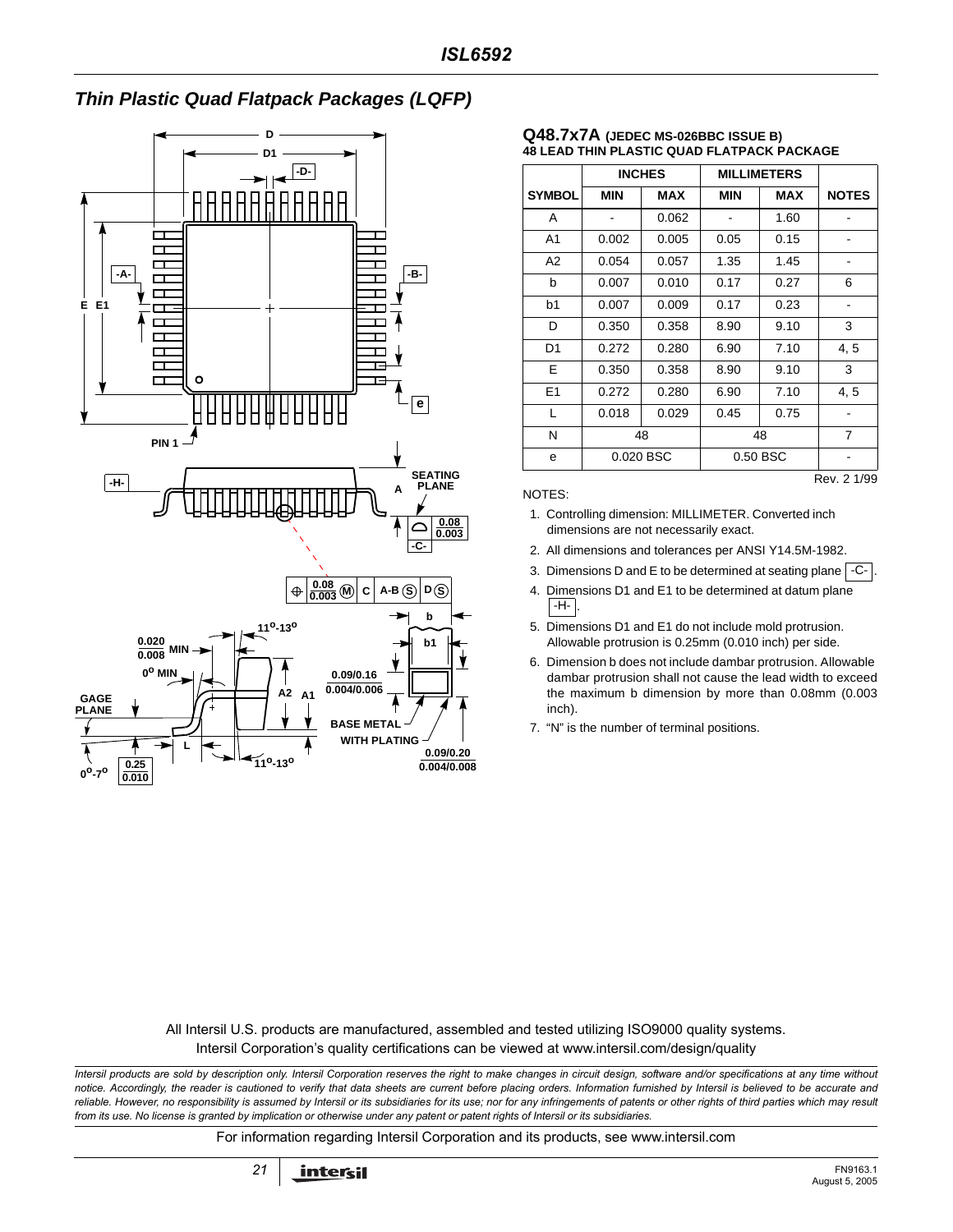## Thin Plastic Quad Flatpack Packages (LQFP)

D
D1
-D-
-A-
-B-
E E1
e
PIN 1
-H-
SEATING PLANE
A
0.08
0.003
-C-
0.08
0.003
M
C
A-B S
D S
b
b1
11°-13°
0.020
0.008
MIN
0° MIN
GAGE PLANE
A2
A1
0.09/0.16
0.004/0.006
BASE METAL WITH PLATING
L
0.25
0.010
0°-7°
11°-13°
0.09/0.20
0.004/0.008

**Q48.7x7A** (JEDEC MS-026BBC ISSUE B)
**48 LEAD THIN PLASTIC QUAD FLATPACK PACKAGE**

| SYMBOL | INCHES | | MILLIMETERS | | NOTES |
|---|---|---|---|---|---|
| | MIN | MAX | MIN | MAX | |
| A | - | 0.062 | - | 1.60 | - |
| A1 | 0.002 | 0.005 | 0.05 | 0.15 | - |
| A2 | 0.054 | 0.057 | 1.35 | 1.45 | - |
| b | 0.007 | 0.010 | 0.17 | 0.27 | 6 |
| b1 | 0.007 | 0.009 | 0.17 | 0.23 | - |
| D | 0.350 | 0.358 | 8.90 | 9.10 | 3 |
| D1 | 0.272 | 0.280 | 6.90 | 7.10 | 4, 5 |
| E | 0.350 | 0.358 | 8.90 | 9.10 | 3 |
| E1 | 0.272 | 0.280 | 6.90 | 7.10 | 4, 5 |
| L | 0.018 | 0.029 | 0.45 | 0.75 | - |
| N | 48 | | 48 | | 7 |
| e | 0.020 BSC | | 0.50 BSC | | - |

Rev. 2 1/99

NOTES:

1. Controlling dimension: MILLIMETER. Converted inch dimensions are not necessarily exact.
2. All dimensions and tolerances per ANSI Y14.5M-1982.
3. Dimensions D and E to be determined at seating plane -C-.
4. Dimensions D1 and E1 to be determined at datum plane -H-.
5. Dimensions D1 and E1 do not include mold protrusion. Allowable protrusion is 0.25mm (0.010 inch) per side.
6. Dimension b does not include dambar protrusion. Allowable dambar protrusion shall not cause the lead width to exceed the maximum b dimension by more than 0.08mm (0.003 inch).
7. "N" is the number of terminal positions.

All Intersil U.S. products are manufactured, assembled and tested utilizing ISO9000 quality systems.
Intersil Corporation's quality certifications can be viewed at www.intersil.com/design/quality

*Intersil products are sold by description only. Intersil Corporation reserves the right to make changes in circuit design, software and/or specifications at any time without notice. Accordingly, the reader is cautioned to verify that data sheets are current before placing orders. Information furnished by Intersil is believed to be accurate and reliable. However, no responsibility is assumed by Intersil or its subsidiaries for its use; nor for any infringements of patents or other rights of third parties which may result from its use. No license is granted by implication or otherwise under any patent or patent rights of Intersil or its subsidiaries.*

For information regarding Intersil Corporation and its products, see www.intersil.com